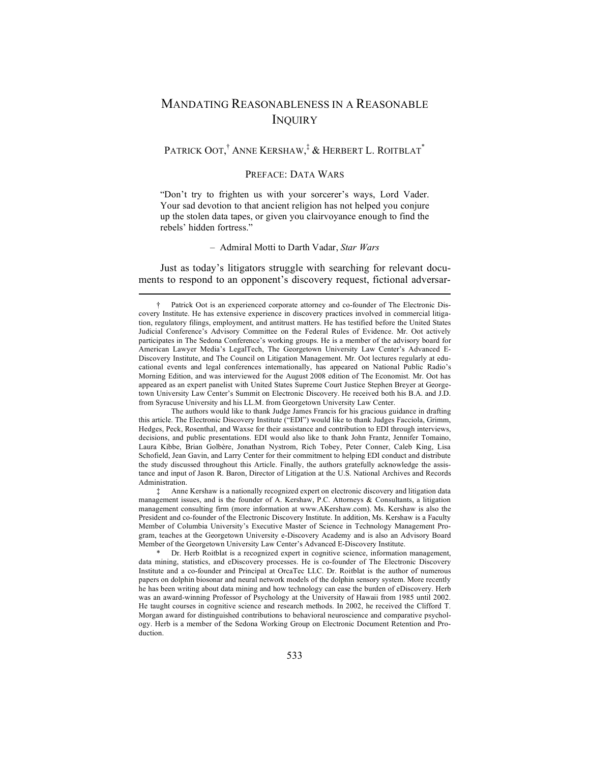# MANDATING REASONABLENESS IN A REASONABLE INQUIRY

PATRICK OOT,[†] ANNE KERSHAW,[‡] & HERBERT L. ROITBLAT[*]

## PREFACE: DATA WARS

> "Don't try to frighten us with your sorcerer's ways, Lord Vader. Your sad devotion to that ancient religion has not helped you conjure up the stolen data tapes, or given you clairvoyance enough to find the rebels' hidden fortress."
>
> – Admiral Motti to Darth Vadar, *Star Wars*

Just as today's litigators struggle with searching for relevant documents to respond to an opponent's discovery request, fictional adversar-

---

† Patrick Oot is an experienced corporate attorney and co-founder of The Electronic Discovery Institute. He has extensive experience in discovery practices involved in commercial litigation, regulatory filings, employment, and antitrust matters. He has testified before the United States Judicial Conference's Advisory Committee on the Federal Rules of Evidence. Mr. Oot actively participates in The Sedona Conference's working groups. He is a member of the advisory board for American Lawyer Media's LegalTech, The Georgetown University Law Center's Advanced E-Discovery Institute, and The Council on Litigation Management. Mr. Oot lectures regularly at educational events and legal conferences internationally, has appeared on National Public Radio's Morning Edition, and was interviewed for the August 2008 edition of The Economist. Mr. Oot has appeared as an expert panelist with United States Supreme Court Justice Stephen Breyer at Georgetown University Law Center's Summit on Electronic Discovery. He received both his B.A. and J.D. from Syracuse University and his LL.M. from Georgetown University Law Center.

The authors would like to thank Judge James Francis for his gracious guidance in drafting this article. The Electronic Discovery Institute ("EDI") would like to thank Judges Facciola, Grimm, Hedges, Peck, Rosenthal, and Waxse for their assistance and contribution to EDI through interviews, decisions, and public presentations. EDI would also like to thank John Frantz, Jennifer Tomaino, Laura Kibbe, Brian Golbère, Jonathan Nystrom, Rich Tobey, Peter Conner, Caleb King, Lisa Schofield, Jean Gavin, and Larry Center for their commitment to helping EDI conduct and distribute the study discussed throughout this Article. Finally, the authors gratefully acknowledge the assistance and input of Jason R. Baron, Director of Litigation at the U.S. National Archives and Records Administration.

‡ Anne Kershaw is a nationally recognized expert on electronic discovery and litigation data management issues, and is the founder of A. Kershaw, P.C. Attorneys & Consultants, a litigation management consulting firm (more information at www.AKershaw.com). Ms. Kershaw is also the President and co-founder of the Electronic Discovery Institute. In addition, Ms. Kershaw is a Faculty Member of Columbia University's Executive Master of Science in Technology Management Program, teaches at the Georgetown University e-Discovery Academy and is also an Advisory Board Member of the Georgetown University Law Center's Advanced E-Discovery Institute.

\* Dr. Herb Roitblat is a recognized expert in cognitive science, information management, data mining, statistics, and eDiscovery processes. He is co-founder of The Electronic Discovery Institute and a co-founder and Principal at OrcaTec LLC. Dr. Roitblat is the author of numerous papers on dolphin biosonar and neural network models of the dolphin sensory system. More recently he has been writing about data mining and how technology can ease the burden of eDiscovery. Herb was an award-winning Professor of Psychology at the University of Hawaii from 1985 until 2002. He taught courses in cognitive science and research methods. In 2002, he received the Clifford T. Morgan award for distinguished contributions to behavioral neuroscience and comparative psychology. Herb is a member of the Sedona Working Group on Electronic Document Retention and Production.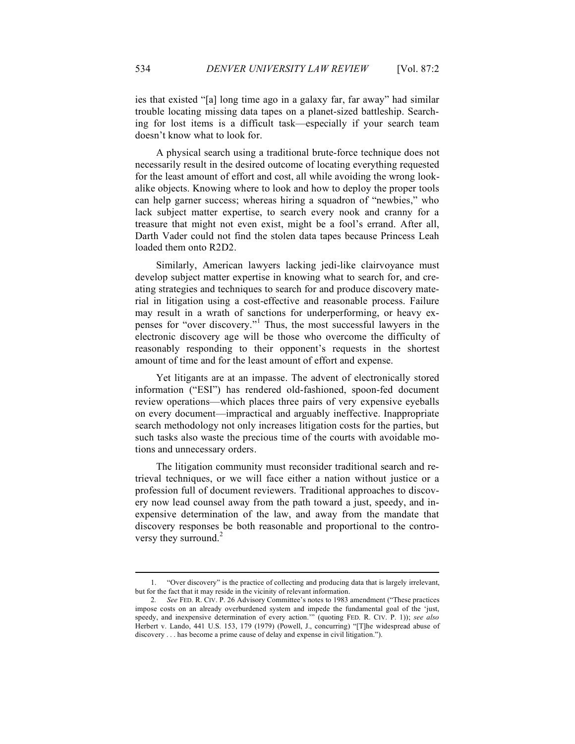ies that existed "[a] long time ago in a galaxy far, far away" had similar trouble locating missing data tapes on a planet-sized battleship. Searching for lost items is a difficult task—especially if your search team doesn't know what to look for.

A physical search using a traditional brute-force technique does not necessarily result in the desired outcome of locating everything requested for the least amount of effort and cost, all while avoiding the wrong look-alike objects. Knowing where to look and how to deploy the proper tools can help garner success; whereas hiring a squadron of "newbies," who lack subject matter expertise, to search every nook and cranny for a treasure that might not even exist, might be a fool's errand. After all, Darth Vader could not find the stolen data tapes because Princess Leah loaded them onto R2D2.

Similarly, American lawyers lacking jedi-like clairvoyance must develop subject matter expertise in knowing what to search for, and creating strategies and techniques to search for and produce discovery material in litigation using a cost-effective and reasonable process. Failure may result in a wrath of sanctions for underperforming, or heavy expenses for "over discovery."[1] Thus, the most successful lawyers in the electronic discovery age will be those who overcome the difficulty of reasonably responding to their opponent's requests in the shortest amount of time and for the least amount of effort and expense.

Yet litigants are at an impasse. The advent of electronically stored information ("ESI") has rendered old-fashioned, spoon-fed document review operations—which places three pairs of very expensive eyeballs on every document—impractical and arguably ineffective. Inappropriate search methodology not only increases litigation costs for the parties, but such tasks also waste the precious time of the courts with avoidable motions and unnecessary orders.

The litigation community must reconsider traditional search and retrieval techniques, or we will face either a nation without justice or a profession full of document reviewers. Traditional approaches to discovery now lead counsel away from the path toward a just, speedy, and inexpensive determination of the law, and away from the mandate that discovery responses be both reasonable and proportional to the controversy they surround.[2]

---

1. "Over discovery" is the practice of collecting and producing data that is largely irrelevant, but for the fact that it may reside in the vicinity of relevant information.

2. *See* FED. R. CIV. P. 26 Advisory Committee's notes to 1983 amendment ("These practices impose costs on an already overburdened system and impede the fundamental goal of the 'just, speedy, and inexpensive determination of every action.'" (quoting FED. R. CIV. P. 1)); *see also* Herbert v. Lando, 441 U.S. 153, 179 (1979) (Powell, J., concurring) "[T]he widespread abuse of discovery . . . has become a prime cause of delay and expense in civil litigation.").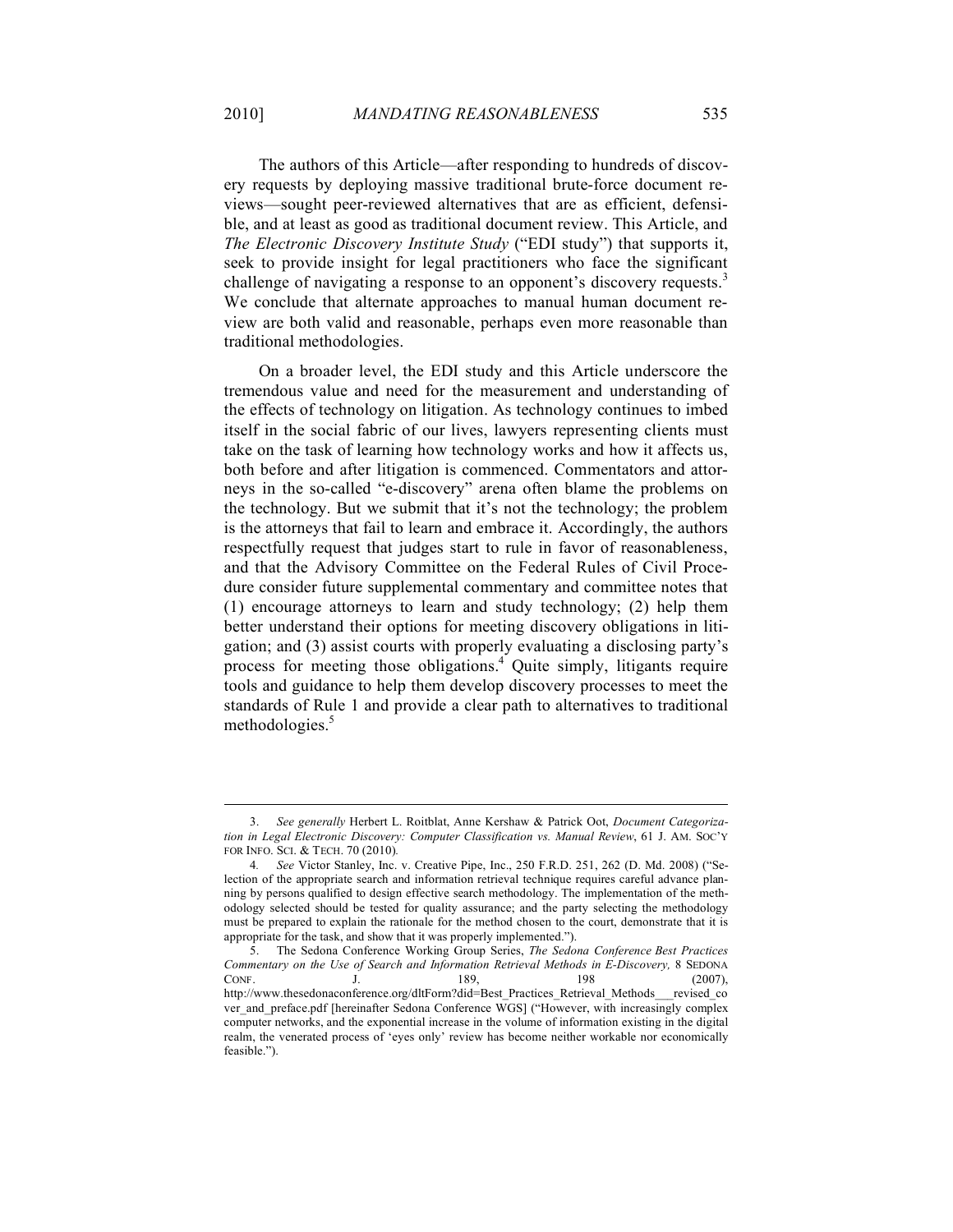The authors of this Article—after responding to hundreds of discovery requests by deploying massive traditional brute-force document reviews—sought peer-reviewed alternatives that are as efficient, defensible, and at least as good as traditional document review. This Article, and *The Electronic Discovery Institute Study* ("EDI study") that supports it, seek to provide insight for legal practitioners who face the significant challenge of navigating a response to an opponent's discovery requests.[3] We conclude that alternate approaches to manual human document review are both valid and reasonable, perhaps even more reasonable than traditional methodologies.

On a broader level, the EDI study and this Article underscore the tremendous value and need for the measurement and understanding of the effects of technology on litigation. As technology continues to imbed itself in the social fabric of our lives, lawyers representing clients must take on the task of learning how technology works and how it affects us, both before and after litigation is commenced. Commentators and attorneys in the so-called "e-discovery" arena often blame the problems on the technology. But we submit that it's not the technology; the problem is the attorneys that fail to learn and embrace it. Accordingly, the authors respectfully request that judges start to rule in favor of reasonableness, and that the Advisory Committee on the Federal Rules of Civil Procedure consider future supplemental commentary and committee notes that (1) encourage attorneys to learn and study technology; (2) help them better understand their options for meeting discovery obligations in litigation; and (3) assist courts with properly evaluating a disclosing party's process for meeting those obligations.[4] Quite simply, litigants require tools and guidance to help them develop discovery processes to meet the standards of Rule 1 and provide a clear path to alternatives to traditional methodologies.[5]

---

3. *See generally* Herbert L. Roitblat, Anne Kershaw & Patrick Oot, *Document Categorization in Legal Electronic Discovery: Computer Classification vs. Manual Review*, 61 J. AM. SOC'Y FOR INFO. SCI. & TECH. 70 (2010).

4. *See* Victor Stanley, Inc. v. Creative Pipe, Inc., 250 F.R.D. 251, 262 (D. Md. 2008) ("Selection of the appropriate search and information retrieval technique requires careful advance planning by persons qualified to design effective search methodology. The implementation of the methodology selected should be tested for quality assurance; and the party selecting the methodology must be prepared to explain the rationale for the method chosen to the court, demonstrate that it is appropriate for the task, and show that it was properly implemented.").

5. The Sedona Conference Working Group Series, *The Sedona Conference Best Practices Commentary on the Use of Search and Information Retrieval Methods in E-Discovery,* 8 SEDONA CONF. J. 189, 198 (2007), http://www.thesedonaconference.org/dltForm?did=Best_Practices_Retrieval_Methods___revised_cover_and_preface.pdf [hereinafter Sedona Conference WGS] ("However, with increasingly complex computer networks, and the exponential increase in the volume of information existing in the digital realm, the venerated process of 'eyes only' review has become neither workable nor economically feasible.").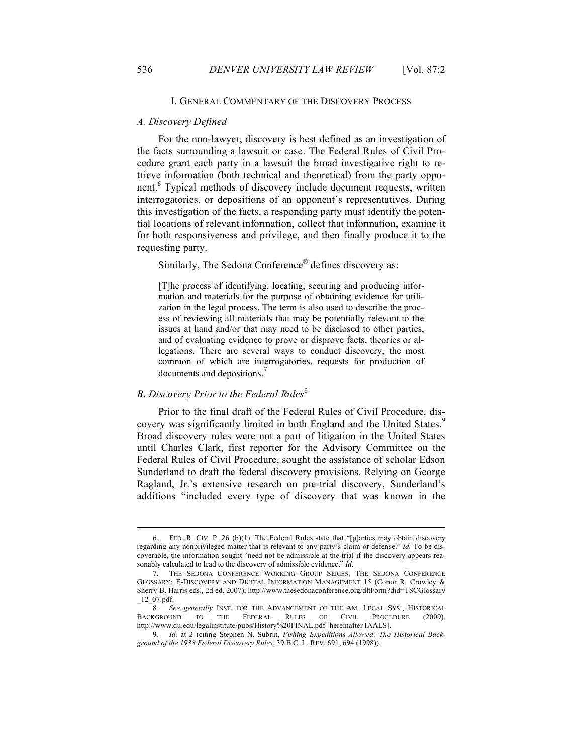## I. General Commentary of the Discovery Process

### *A. Discovery Defined*

For the non-lawyer, discovery is best defined as an investigation of the facts surrounding a lawsuit or case. The Federal Rules of Civil Procedure grant each party in a lawsuit the broad investigative right to retrieve information (both technical and theoretical) from the party opponent.[6] Typical methods of discovery include document requests, written interrogatories, or depositions of an opponent's representatives. During this investigation of the facts, a responding party must identify the potential locations of relevant information, collect that information, examine it for both responsiveness and privilege, and then finally produce it to the requesting party.

Similarly, The Sedona Conference® defines discovery as:

> [T]he process of identifying, locating, securing and producing information and materials for the purpose of obtaining evidence for utilization in the legal process. The term is also used to describe the process of reviewing all materials that may be potentially relevant to the issues at hand and/or that may need to be disclosed to other parties, and of evaluating evidence to prove or disprove facts, theories or allegations. There are several ways to conduct discovery, the most common of which are interrogatories, requests for production of documents and depositions.[7]

### *B. Discovery Prior to the Federal Rules*[8]

Prior to the final draft of the Federal Rules of Civil Procedure, discovery was significantly limited in both England and the United States.[9] Broad discovery rules were not a part of litigation in the United States until Charles Clark, first reporter for the Advisory Committee on the Federal Rules of Civil Procedure, sought the assistance of scholar Edson Sunderland to draft the federal discovery provisions. Relying on George Ragland, Jr.'s extensive research on pre-trial discovery, Sunderland's additions "included every type of discovery that was known in the

---

6. FED. R. CIV. P. 26 (b)(1). The Federal Rules state that "[p]arties may obtain discovery regarding any nonprivileged matter that is relevant to any party's claim or defense." *Id.* To be discoverable, the information sought "need not be admissible at the trial if the discovery appears reasonably calculated to lead to the discovery of admissible evidence." *Id.*

7. THE SEDONA CONFERENCE WORKING GROUP SERIES, THE SEDONA CONFERENCE GLOSSARY: E-DISCOVERY AND DIGITAL INFORMATION MANAGEMENT 15 (Conor R. Crowley & Sherry B. Harris eds., 2d ed. 2007), http://www.thesedonaconference.org/dltForm?did=TSCGlossary_12_07.pdf.

8. *See generally* INST. FOR THE ADVANCEMENT OF THE AM. LEGAL SYS., HISTORICAL BACKGROUND TO THE FEDERAL RULES OF CIVIL PROCEDURE (2009), http://www.du.edu/legalinstitute/pubs/History%20FINAL.pdf [hereinafter IAALS].

9. *Id.* at 2 (citing Stephen N. Subrin, *Fishing Expeditions Allowed: The Historical Background of the 1938 Federal Discovery Rules*, 39 B.C. L. REV. 691, 694 (1998)).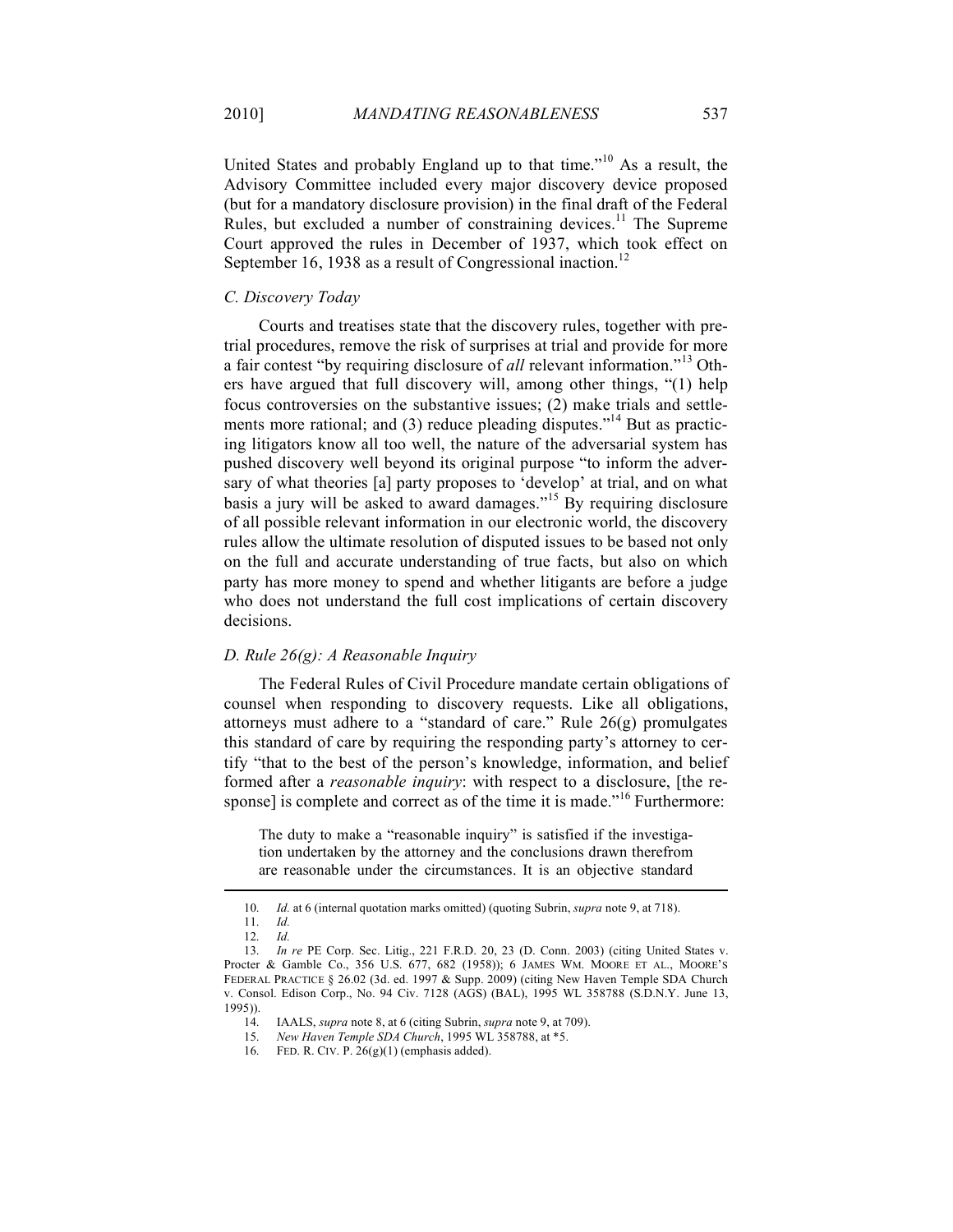United States and probably England up to that time."[10] As a result, the Advisory Committee included every major discovery device proposed (but for a mandatory disclosure provision) in the final draft of the Federal Rules, but excluded a number of constraining devices.[11] The Supreme Court approved the rules in December of 1937, which took effect on September 16, 1938 as a result of Congressional inaction.[12]

### *C. Discovery Today*

Courts and treatises state that the discovery rules, together with pre-trial procedures, remove the risk of surprises at trial and provide for more a fair contest "by requiring disclosure of *all* relevant information."[13] Others have argued that full discovery will, among other things, "(1) help focus controversies on the substantive issues; (2) make trials and settlements more rational; and (3) reduce pleading disputes."[14] But as practicing litigators know all too well, the nature of the adversarial system has pushed discovery well beyond its original purpose "to inform the adversary of what theories [a] party proposes to 'develop' at trial, and on what basis a jury will be asked to award damages."[15] By requiring disclosure of all possible relevant information in our electronic world, the discovery rules allow the ultimate resolution of disputed issues to be based not only on the full and accurate understanding of true facts, but also on which party has more money to spend and whether litigants are before a judge who does not understand the full cost implications of certain discovery decisions.

### *D. Rule 26(g): A Reasonable Inquiry*

The Federal Rules of Civil Procedure mandate certain obligations of counsel when responding to discovery requests. Like all obligations, attorneys must adhere to a "standard of care." Rule 26(g) promulgates this standard of care by requiring the responding party's attorney to certify "that to the best of the person's knowledge, information, and belief formed after a *reasonable inquiry*: with respect to a disclosure, [the response] is complete and correct as of the time it is made."[16] Furthermore:

> The duty to make a "reasonable inquiry" is satisfied if the investigation undertaken by the attorney and the conclusions drawn therefrom are reasonable under the circumstances. It is an objective standard

---

10. *Id.* at 6 (internal quotation marks omitted) (quoting Subrin, *supra* note 9, at 718).

11. *Id.*

12. *Id.*

13. *In re* PE Corp. Sec. Litig., 221 F.R.D. 20, 23 (D. Conn. 2003) (citing United States v. Procter & Gamble Co., 356 U.S. 677, 682 (1958)); 6 JAMES WM. MOORE ET AL., MOORE'S FEDERAL PRACTICE § 26.02 (3d. ed. 1997 & Supp. 2009) (citing New Haven Temple SDA Church v. Consol. Edison Corp., No. 94 Civ. 7128 (AGS) (BAL), 1995 WL 358788 (S.D.N.Y. June 13, 1995)).

14. IAALS, *supra* note 8, at 6 (citing Subrin, *supra* note 9, at 709).

15. *New Haven Temple SDA Church*, 1995 WL 358788, at *5.

16. FED. R. CIV. P. 26(g)(1) (emphasis added).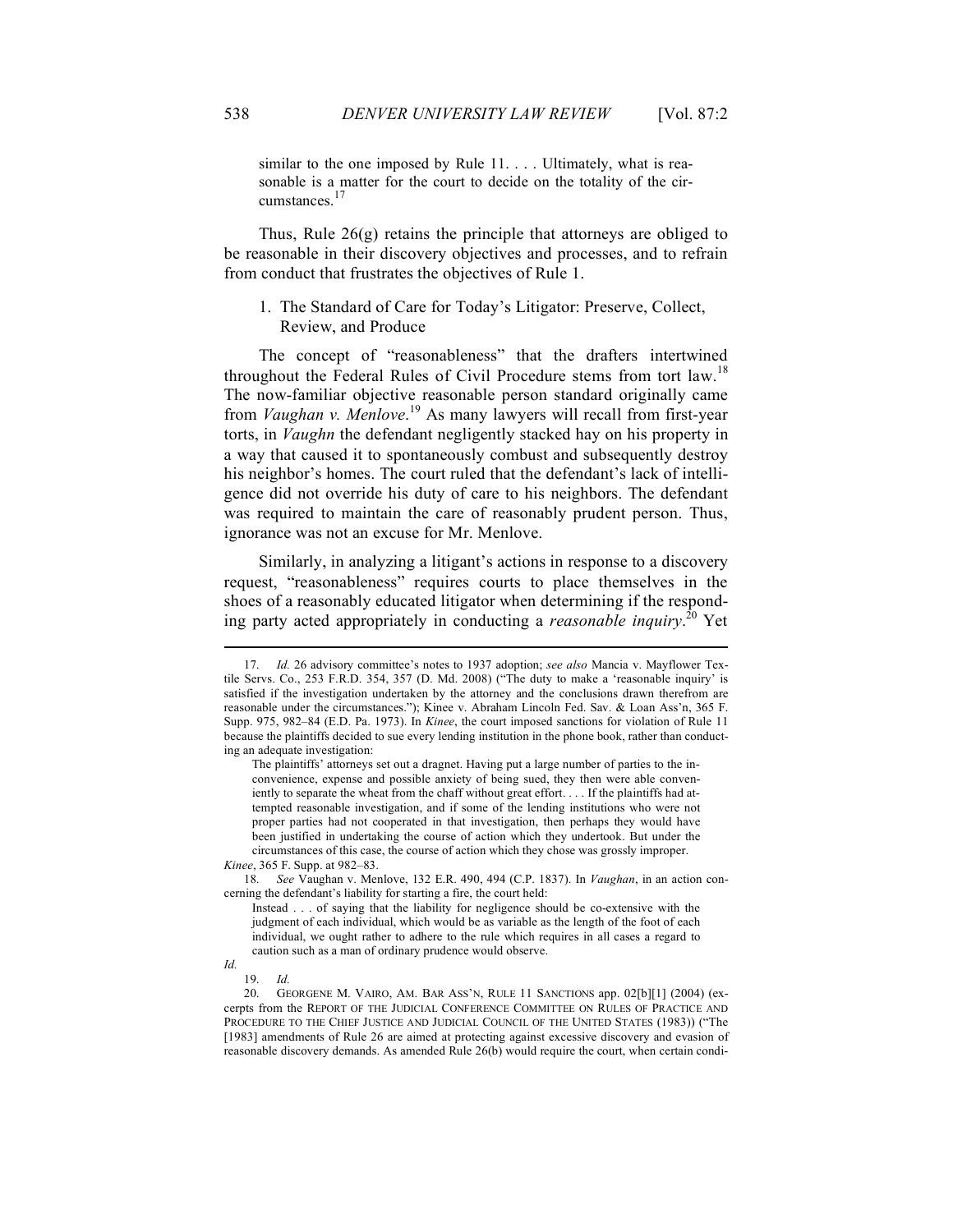similar to the one imposed by Rule 11. . . . Ultimately, what is reasonable is a matter for the court to decide on the totality of the circumstances.[17]

Thus, Rule 26(g) retains the principle that attorneys are obliged to be reasonable in their discovery objectives and processes, and to refrain from conduct that frustrates the objectives of Rule 1.

1. The Standard of Care for Today's Litigator: Preserve, Collect, Review, and Produce

The concept of "reasonableness" that the drafters intertwined throughout the Federal Rules of Civil Procedure stems from tort law.[18] The now-familiar objective reasonable person standard originally came from *Vaughan v. Menlove*.[19] As many lawyers will recall from first-year torts, in *Vaughn* the defendant negligently stacked hay on his property in a way that caused it to spontaneously combust and subsequently destroy his neighbor's homes. The court ruled that the defendant's lack of intelligence did not override his duty of care to his neighbors. The defendant was required to maintain the care of reasonably prudent person. Thus, ignorance was not an excuse for Mr. Menlove.

Similarly, in analyzing a litigant's actions in response to a discovery request, "reasonableness" requires courts to place themselves in the shoes of a reasonably educated litigator when determining if the responding party acted appropriately in conducting a *reasonable inquiry*.[20] Yet

---

17. *Id.* 26 advisory committee's notes to 1937 adoption; *see also* Mancia v. Mayflower Textile Servs. Co., 253 F.R.D. 354, 357 (D. Md. 2008) ("The duty to make a 'reasonable inquiry' is satisfied if the investigation undertaken by the attorney and the conclusions drawn therefrom are reasonable under the circumstances."); Kinee v. Abraham Lincoln Fed. Sav. & Loan Ass'n, 365 F. Supp. 975, 982–84 (E.D. Pa. 1973). In *Kinee*, the court imposed sanctions for violation of Rule 11 because the plaintiffs decided to sue every lending institution in the phone book, rather than conducting an adequate investigation:

> The plaintiffs' attorneys set out a dragnet. Having put a large number of parties to the inconvenience, expense and possible anxiety of being sued, they then were able conveniently to separate the wheat from the chaff without great effort. . . . If the plaintiffs had attempted reasonable investigation, and if some of the lending institutions who were not proper parties had not cooperated in that investigation, then perhaps they would have been justified in undertaking the course of action which they undertook. But under the circumstances of this case, the course of action which they chose was grossly improper.

*Kinee*, 365 F. Supp. at 982–83.

18. *See* Vaughan v. Menlove, 132 E.R. 490, 494 (C.P. 1837). In *Vaughan*, in an action concerning the defendant's liability for starting a fire, the court held:

> Instead . . . of saying that the liability for negligence should be co-extensive with the judgment of each individual, which would be as variable as the length of the foot of each individual, we ought rather to adhere to the rule which requires in all cases a regard to caution such as a man of ordinary prudence would observe.

*Id.*

19. *Id.*

20. GEORGENE M. VAIRO, AM. BAR ASS'N, RULE 11 SANCTIONS app. 02[b][1] (2004) (excerpts from the REPORT OF THE JUDICIAL CONFERENCE COMMITTEE ON RULES OF PRACTICE AND PROCEDURE TO THE CHIEF JUSTICE AND JUDICIAL COUNCIL OF THE UNITED STATES (1983)) ("The [1983] amendments of Rule 26 are aimed at protecting against excessive discovery and evasion of reasonable discovery demands. As amended Rule 26(b) would require the court, when certain condi-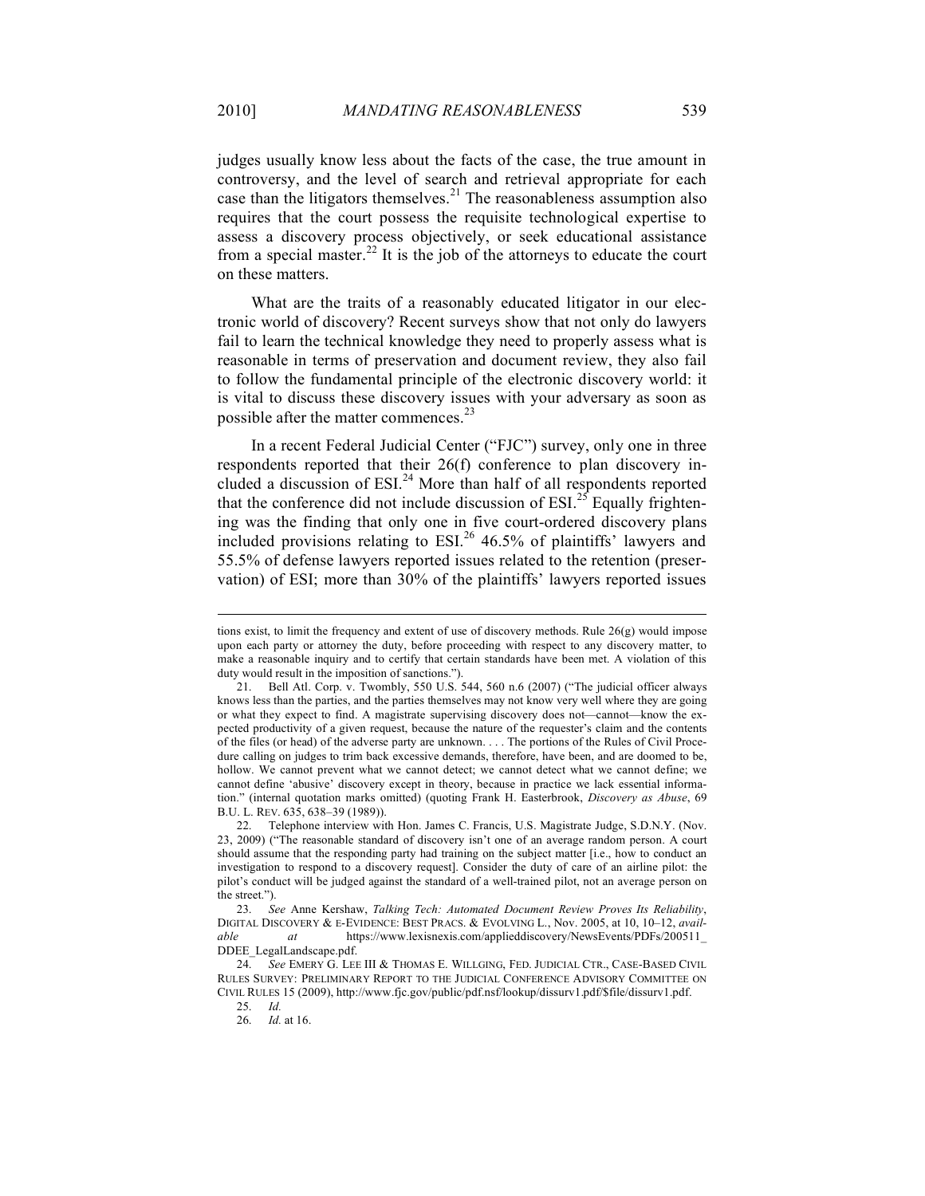judges usually know less about the facts of the case, the true amount in controversy, and the level of search and retrieval appropriate for each case than the litigators themselves.[21] The reasonableness assumption also requires that the court possess the requisite technological expertise to assess a discovery process objectively, or seek educational assistance from a special master.[22] It is the job of the attorneys to educate the court on these matters.

What are the traits of a reasonably educated litigator in our electronic world of discovery? Recent surveys show that not only do lawyers fail to learn the technical knowledge they need to properly assess what is reasonable in terms of preservation and document review, they also fail to follow the fundamental principle of the electronic discovery world: it is vital to discuss these discovery issues with your adversary as soon as possible after the matter commences.[23]

In a recent Federal Judicial Center ("FJC") survey, only one in three respondents reported that their 26(f) conference to plan discovery included a discussion of ESI.[24] More than half of all respondents reported that the conference did not include discussion of ESI.[25] Equally frightening was the finding that only one in five court-ordered discovery plans included provisions relating to ESI.[26] 46.5% of plaintiffs' lawyers and 55.5% of defense lawyers reported issues related to the retention (preservation) of ESI; more than 30% of the plaintiffs' lawyers reported issues

---

tions exist, to limit the frequency and extent of use of discovery methods. Rule 26(g) would impose upon each party or attorney the duty, before proceeding with respect to any discovery matter, to make a reasonable inquiry and to certify that certain standards have been met. A violation of this duty would result in the imposition of sanctions.").

21. Bell Atl. Corp. v. Twombly, 550 U.S. 544, 560 n.6 (2007) ("The judicial officer always knows less than the parties, and the parties themselves may not know very well where they are going or what they expect to find. A magistrate supervising discovery does not—cannot—know the expected productivity of a given request, because the nature of the requester's claim and the contents of the files (or head) of the adverse party are unknown. . . . The portions of the Rules of Civil Procedure calling on judges to trim back excessive demands, therefore, have been, and are doomed to be, hollow. We cannot prevent what we cannot detect; we cannot detect what we cannot define; we cannot define 'abusive' discovery except in theory, because in practice we lack essential information." (internal quotation marks omitted) (quoting Frank H. Easterbrook, *Discovery as Abuse*, 69 B.U. L. REV. 635, 638–39 (1989)).

22. Telephone interview with Hon. James C. Francis, U.S. Magistrate Judge, S.D.N.Y. (Nov. 23, 2009) ("The reasonable standard of discovery isn't one of an average random person. A court should assume that the responding party had training on the subject matter [i.e., how to conduct an investigation to respond to a discovery request]. Consider the duty of care of an airline pilot: the pilot's conduct will be judged against the standard of a well-trained pilot, not an average person on the street.").

23. *See* Anne Kershaw, *Talking Tech: Automated Document Review Proves Its Reliability*, DIGITAL DISCOVERY & E-EVIDENCE: BEST PRACS. & EVOLVING L., Nov. 2005, at 10, 10–12, *available at* https://www.lexisnexis.com/applieddiscovery/NewsEvents/PDFs/200511_DDEE_LegalLandscape.pdf.

24. *See* EMERY G. LEE III & THOMAS E. WILLGING, FED. JUDICIAL CTR., CASE-BASED CIVIL RULES SURVEY: PRELIMINARY REPORT TO THE JUDICIAL CONFERENCE ADVISORY COMMITTEE ON CIVIL RULES 15 (2009), http://www.fjc.gov/public/pdf.nsf/lookup/dissurv1.pdf/$file/dissurv1.pdf.

25. *Id.*

26. *Id.* at 16.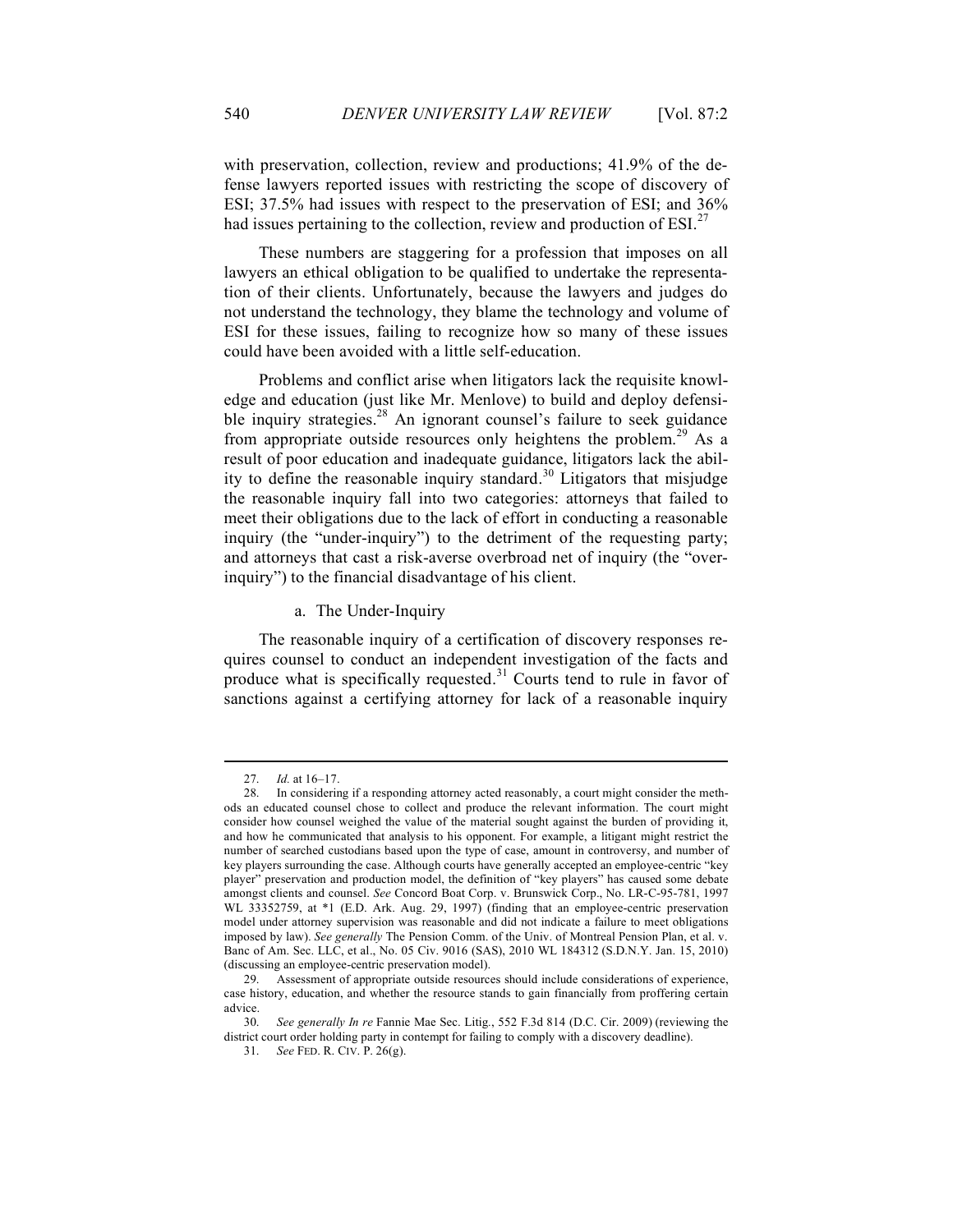with preservation, collection, review and productions; 41.9% of the defense lawyers reported issues with restricting the scope of discovery of ESI; 37.5% had issues with respect to the preservation of ESI; and 36% had issues pertaining to the collection, review and production of ESI.[27]

These numbers are staggering for a profession that imposes on all lawyers an ethical obligation to be qualified to undertake the representation of their clients. Unfortunately, because the lawyers and judges do not understand the technology, they blame the technology and volume of ESI for these issues, failing to recognize how so many of these issues could have been avoided with a little self-education.

Problems and conflict arise when litigators lack the requisite knowledge and education (just like Mr. Menlove) to build and deploy defensible inquiry strategies.[28] An ignorant counsel's failure to seek guidance from appropriate outside resources only heightens the problem.[29] As a result of poor education and inadequate guidance, litigators lack the ability to define the reasonable inquiry standard.[30] Litigators that misjudge the reasonable inquiry fall into two categories: attorneys that failed to meet their obligations due to the lack of effort in conducting a reasonable inquiry (the "under-inquiry") to the detriment of the requesting party; and attorneys that cast a risk-averse overbroad net of inquiry (the "over-inquiry") to the financial disadvantage of his client.

a. The Under-Inquiry

The reasonable inquiry of a certification of discovery responses requires counsel to conduct an independent investigation of the facts and produce what is specifically requested.[31] Courts tend to rule in favor of sanctions against a certifying attorney for lack of a reasonable inquiry

---

27. *Id.* at 16–17.

28. In considering if a responding attorney acted reasonably, a court might consider the methods an educated counsel chose to collect and produce the relevant information. The court might consider how counsel weighed the value of the material sought against the burden of providing it, and how he communicated that analysis to his opponent. For example, a litigant might restrict the number of searched custodians based upon the type of case, amount in controversy, and number of key players surrounding the case. Although courts have generally accepted an employee-centric "key player" preservation and production model, the definition of "key players" has caused some debate amongst clients and counsel. *See* Concord Boat Corp. v. Brunswick Corp., No. LR-C-95-781, 1997 WL 33352759, at *1 (E.D. Ark. Aug. 29, 1997) (finding that an employee-centric preservation model under attorney supervision was reasonable and did not indicate a failure to meet obligations imposed by law). *See generally* The Pension Comm. of the Univ. of Montreal Pension Plan, et al. v. Banc of Am. Sec. LLC, et al., No. 05 Civ. 9016 (SAS), 2010 WL 184312 (S.D.N.Y. Jan. 15, 2010) (discussing an employee-centric preservation model).

29. Assessment of appropriate outside resources should include considerations of experience, case history, education, and whether the resource stands to gain financially from proffering certain advice.

30. *See generally In re* Fannie Mae Sec. Litig., 552 F.3d 814 (D.C. Cir. 2009) (reviewing the district court order holding party in contempt for failing to comply with a discovery deadline).

31. *See* FED. R. CIV. P. 26(g).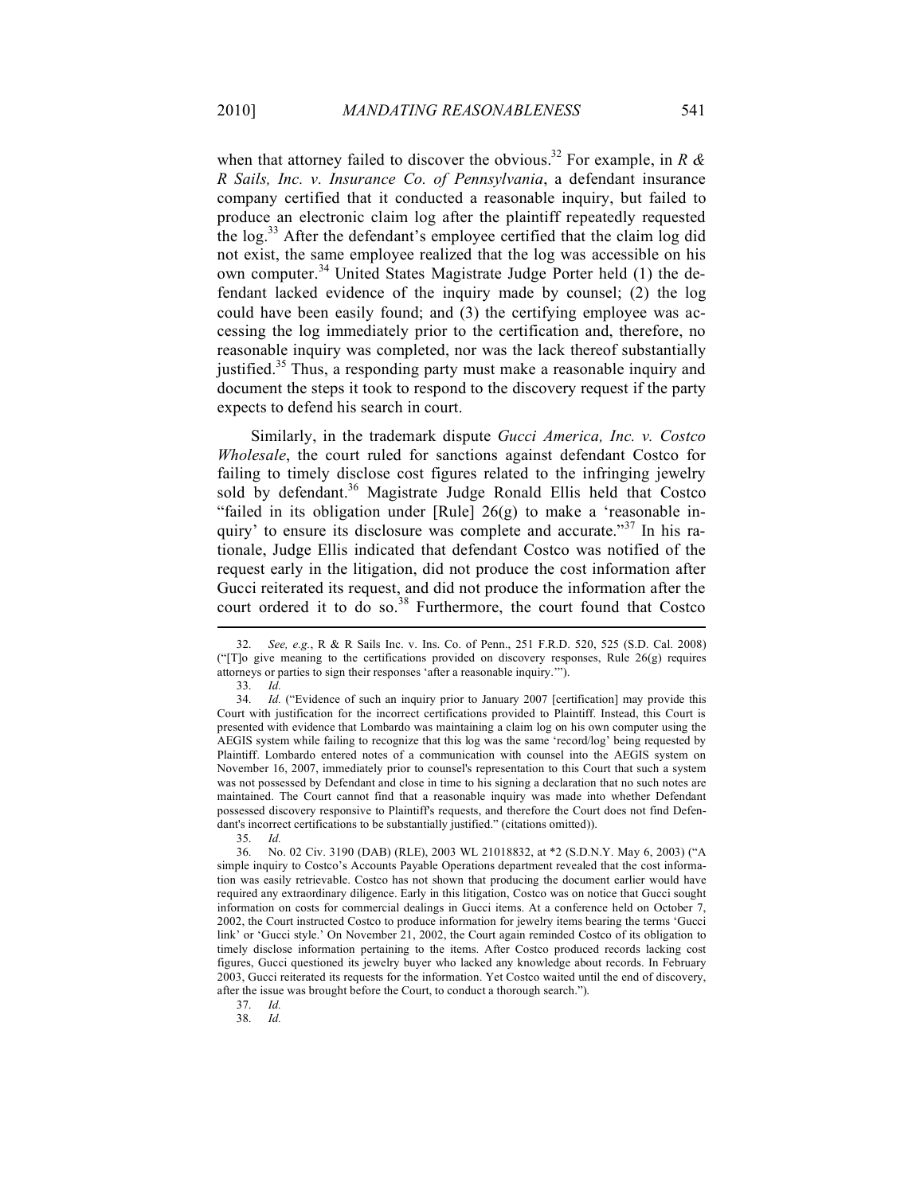when that attorney failed to discover the obvious.[32] For example, in *R & R Sails, Inc. v. Insurance Co. of Pennsylvania*, a defendant insurance company certified that it conducted a reasonable inquiry, but failed to produce an electronic claim log after the plaintiff repeatedly requested the log.[33] After the defendant's employee certified that the claim log did not exist, the same employee realized that the log was accessible on his own computer.[34] United States Magistrate Judge Porter held (1) the defendant lacked evidence of the inquiry made by counsel; (2) the log could have been easily found; and (3) the certifying employee was accessing the log immediately prior to the certification and, therefore, no reasonable inquiry was completed, nor was the lack thereof substantially justified.[35] Thus, a responding party must make a reasonable inquiry and document the steps it took to respond to the discovery request if the party expects to defend his search in court.

Similarly, in the trademark dispute *Gucci America, Inc. v. Costco Wholesale*, the court ruled for sanctions against defendant Costco for failing to timely disclose cost figures related to the infringing jewelry sold by defendant.[36] Magistrate Judge Ronald Ellis held that Costco "failed in its obligation under [Rule] 26(g) to make a 'reasonable inquiry' to ensure its disclosure was complete and accurate."[37] In his rationale, Judge Ellis indicated that defendant Costco was notified of the request early in the litigation, did not produce the cost information after Gucci reiterated its request, and did not produce the information after the court ordered it to do so.[38] Furthermore, the court found that Costco

---

32. *See, e.g.*, R & R Sails Inc. v. Ins. Co. of Penn., 251 F.R.D. 520, 525 (S.D. Cal. 2008) ("[T]o give meaning to the certifications provided on discovery responses, Rule 26(g) requires attorneys or parties to sign their responses 'after a reasonable inquiry.'").

33. *Id.*

34. *Id.* ("Evidence of such an inquiry prior to January 2007 [certification] may provide this Court with justification for the incorrect certifications provided to Plaintiff. Instead, this Court is presented with evidence that Lombardo was maintaining a claim log on his own computer using the AEGIS system while failing to recognize that this log was the same 'record/log' being requested by Plaintiff. Lombardo entered notes of a communication with counsel into the AEGIS system on November 16, 2007, immediately prior to counsel's representation to this Court that such a system was not possessed by Defendant and close in time to his signing a declaration that no such notes are maintained. The Court cannot find that a reasonable inquiry was made into whether Defendant possessed discovery responsive to Plaintiff's requests, and therefore the Court does not find Defendant's incorrect certifications to be substantially justified." (citations omitted)).

35. *Id.*

36. No. 02 Civ. 3190 (DAB) (RLE), 2003 WL 21018832, at *2 (S.D.N.Y. May 6, 2003) ("A simple inquiry to Costco's Accounts Payable Operations department revealed that the cost information was easily retrievable. Costco has not shown that producing the document earlier would have required any extraordinary diligence. Early in this litigation, Costco was on notice that Gucci sought information on costs for commercial dealings in Gucci items. At a conference held on October 7, 2002, the Court instructed Costco to produce information for jewelry items bearing the terms 'Gucci link' or 'Gucci style.' On November 21, 2002, the Court again reminded Costco of its obligation to timely disclose information pertaining to the items. After Costco produced records lacking cost figures, Gucci questioned its jewelry buyer who lacked any knowledge about records. In February 2003, Gucci reiterated its requests for the information. Yet Costco waited until the end of discovery, after the issue was brought before the Court, to conduct a thorough search.").

37. *Id.*

38. *Id.*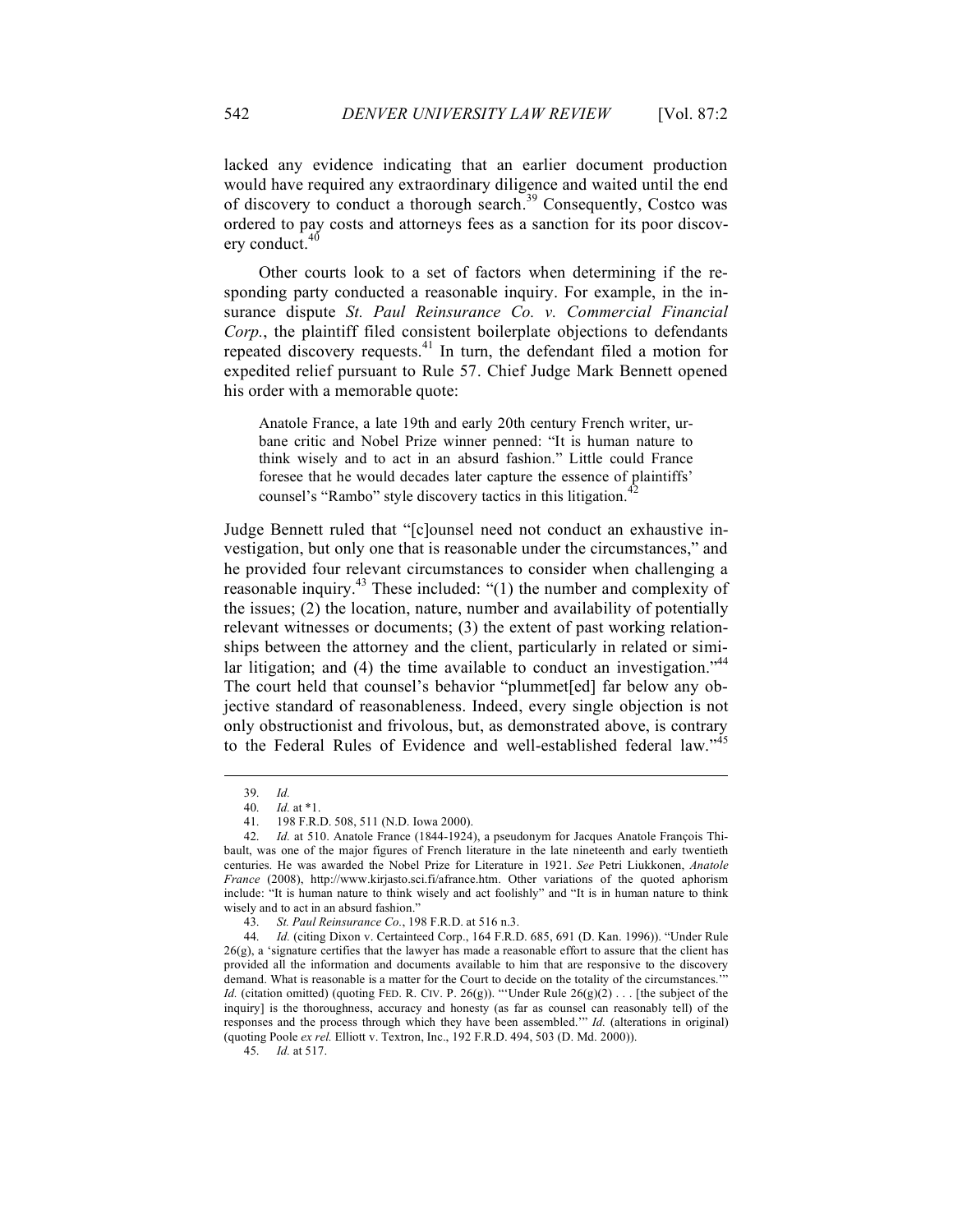lacked any evidence indicating that an earlier document production would have required any extraordinary diligence and waited until the end of discovery to conduct a thorough search.[39] Consequently, Costco was ordered to pay costs and attorneys fees as a sanction for its poor discovery conduct.[40]

Other courts look to a set of factors when determining if the responding party conducted a reasonable inquiry. For example, in the insurance dispute *St. Paul Reinsurance Co. v. Commercial Financial Corp.*, the plaintiff filed consistent boilerplate objections to defendants repeated discovery requests.[41] In turn, the defendant filed a motion for expedited relief pursuant to Rule 57. Chief Judge Mark Bennett opened his order with a memorable quote:

> Anatole France, a late 19th and early 20th century French writer, urbane critic and Nobel Prize winner penned: "It is human nature to think wisely and to act in an absurd fashion." Little could France foresee that he would decades later capture the essence of plaintiffs' counsel's "Rambo" style discovery tactics in this litigation.[42]

Judge Bennett ruled that "[c]ounsel need not conduct an exhaustive investigation, but only one that is reasonable under the circumstances," and he provided four relevant circumstances to consider when challenging a reasonable inquiry.[43] These included: "(1) the number and complexity of the issues; (2) the location, nature, number and availability of potentially relevant witnesses or documents; (3) the extent of past working relationships between the attorney and the client, particularly in related or similar litigation; and (4) the time available to conduct an investigation."[44] The court held that counsel's behavior "plummet[ed] far below any objective standard of reasonableness. Indeed, every single objection is not only obstructionist and frivolous, but, as demonstrated above, is contrary to the Federal Rules of Evidence and well-established federal law."[45]

---

39. *Id.*

40. *Id.* at *1.

41. 198 F.R.D. 508, 511 (N.D. Iowa 2000).

42. *Id.* at 510. Anatole France (1844-1924), a pseudonym for Jacques Anatole François Thibault, was one of the major figures of French literature in the late nineteenth and early twentieth centuries. He was awarded the Nobel Prize for Literature in 1921. *See* Petri Liukkonen, *Anatole France* (2008), http://www.kirjasto.sci.fi/afrance.htm. Other variations of the quoted aphorism include: "It is human nature to think wisely and act foolishly" and "It is in human nature to think wisely and to act in an absurd fashion."

43. *St. Paul Reinsurance Co.*, 198 F.R.D. at 516 n.3.

44. *Id.* (citing Dixon v. Certainteed Corp., 164 F.R.D. 685, 691 (D. Kan. 1996)). "Under Rule 26(g), a 'signature certifies that the lawyer has made a reasonable effort to assure that the client has provided all the information and documents available to him that are responsive to the discovery demand. What is reasonable is a matter for the Court to decide on the totality of the circumstances.'" *Id.* (citation omitted) (quoting FED. R. CIV. P. 26(g)). "'Under Rule 26(g)(2) . . . [the subject of the inquiry] is the thoroughness, accuracy and honesty (as far as counsel can reasonably tell) of the responses and the process through which they have been assembled.'" *Id.* (alterations in original) (quoting Poole *ex rel.* Elliott v. Textron, Inc., 192 F.R.D. 494, 503 (D. Md. 2000)).

45. *Id.* at 517.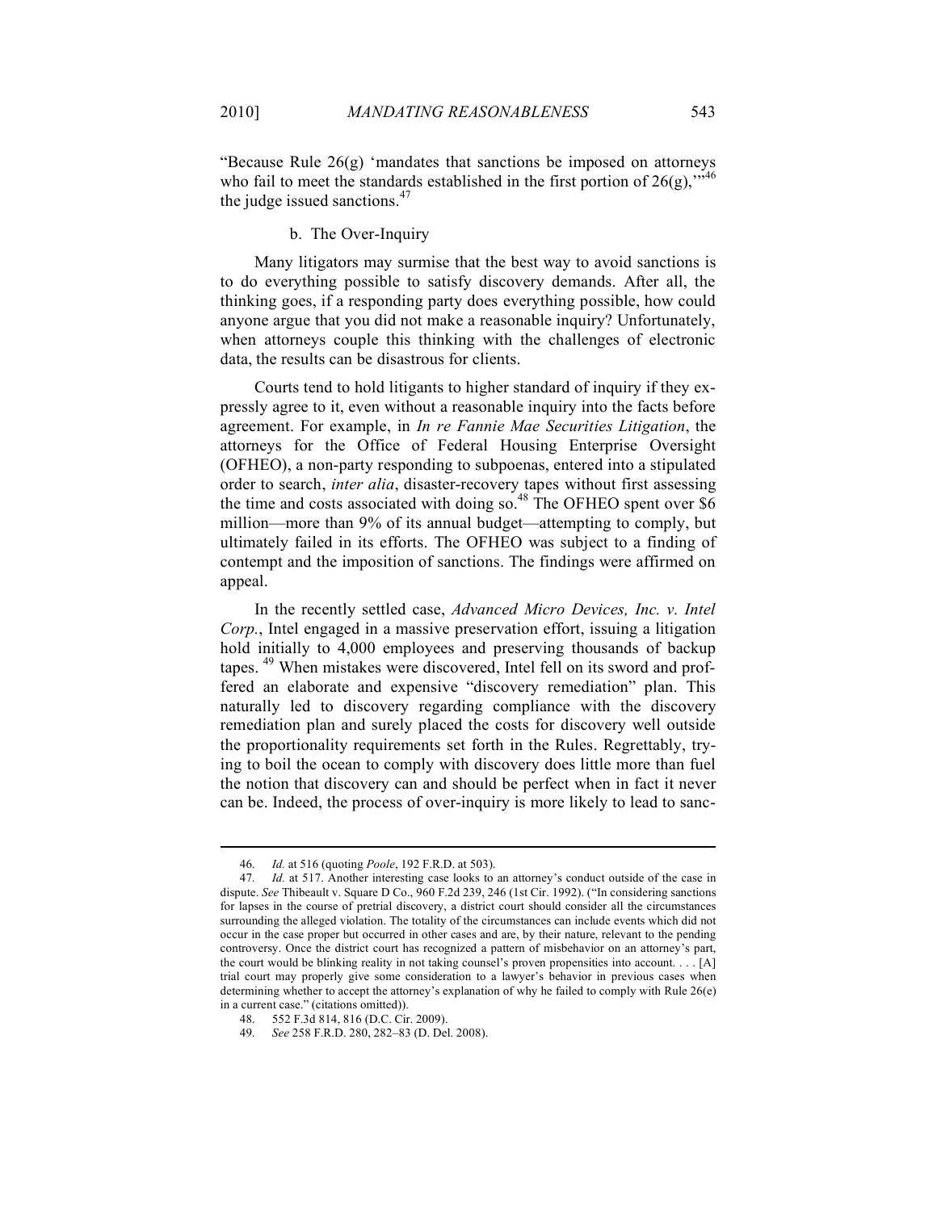"Because Rule 26(g) 'mandates that sanctions be imposed on attorneys who fail to meet the standards established in the first portion of 26(g),'"[46] the judge issued sanctions.[47]

b. The Over-Inquiry

Many litigators may surmise that the best way to avoid sanctions is to do everything possible to satisfy discovery demands. After all, the thinking goes, if a responding party does everything possible, how could anyone argue that you did not make a reasonable inquiry? Unfortunately, when attorneys couple this thinking with the challenges of electronic data, the results can be disastrous for clients.

Courts tend to hold litigants to higher standard of inquiry if they expressly agree to it, even without a reasonable inquiry into the facts before agreement. For example, in *In re Fannie Mae Securities Litigation*, the attorneys for the Office of Federal Housing Enterprise Oversight (OFHEO), a non-party responding to subpoenas, entered into a stipulated order to search, *inter alia*, disaster-recovery tapes without first assessing the time and costs associated with doing so.[48] The OFHEO spent over $6 million—more than 9% of its annual budget—attempting to comply, but ultimately failed in its efforts. The OFHEO was subject to a finding of contempt and the imposition of sanctions. The findings were affirmed on appeal.

In the recently settled case, *Advanced Micro Devices, Inc. v. Intel Corp.*, Intel engaged in a massive preservation effort, issuing a litigation hold initially to 4,000 employees and preserving thousands of backup tapes.[49] When mistakes were discovered, Intel fell on its sword and proffered an elaborate and expensive "discovery remediation" plan. This naturally led to discovery regarding compliance with the discovery remediation plan and surely placed the costs for discovery well outside the proportionality requirements set forth in the Rules. Regrettably, trying to boil the ocean to comply with discovery does little more than fuel the notion that discovery can and should be perfect when in fact it never can be. Indeed, the process of over-inquiry is more likely to lead to sanc-

---

46. *Id.* at 516 (quoting *Poole*, 192 F.R.D. at 503).

47. *Id.* at 517. Another interesting case looks to an attorney's conduct outside of the case in dispute. *See* Thibeault v. Square D Co., 960 F.2d 239, 246 (1st Cir. 1992). ("In considering sanctions for lapses in the course of pretrial discovery, a district court should consider all the circumstances surrounding the alleged violation. The totality of the circumstances can include events which did not occur in the case proper but occurred in other cases and are, by their nature, relevant to the pending controversy. Once the district court has recognized a pattern of misbehavior on an attorney's part, the court would be blinking reality in not taking counsel's proven propensities into account. . . . [A] trial court may properly give some consideration to a lawyer's behavior in previous cases when determining whether to accept the attorney's explanation of why he failed to comply with Rule 26(e) in a current case." (citations omitted)).

48. 552 F.3d 814, 816 (D.C. Cir. 2009).

49. *See* 258 F.R.D. 280, 282–83 (D. Del. 2008).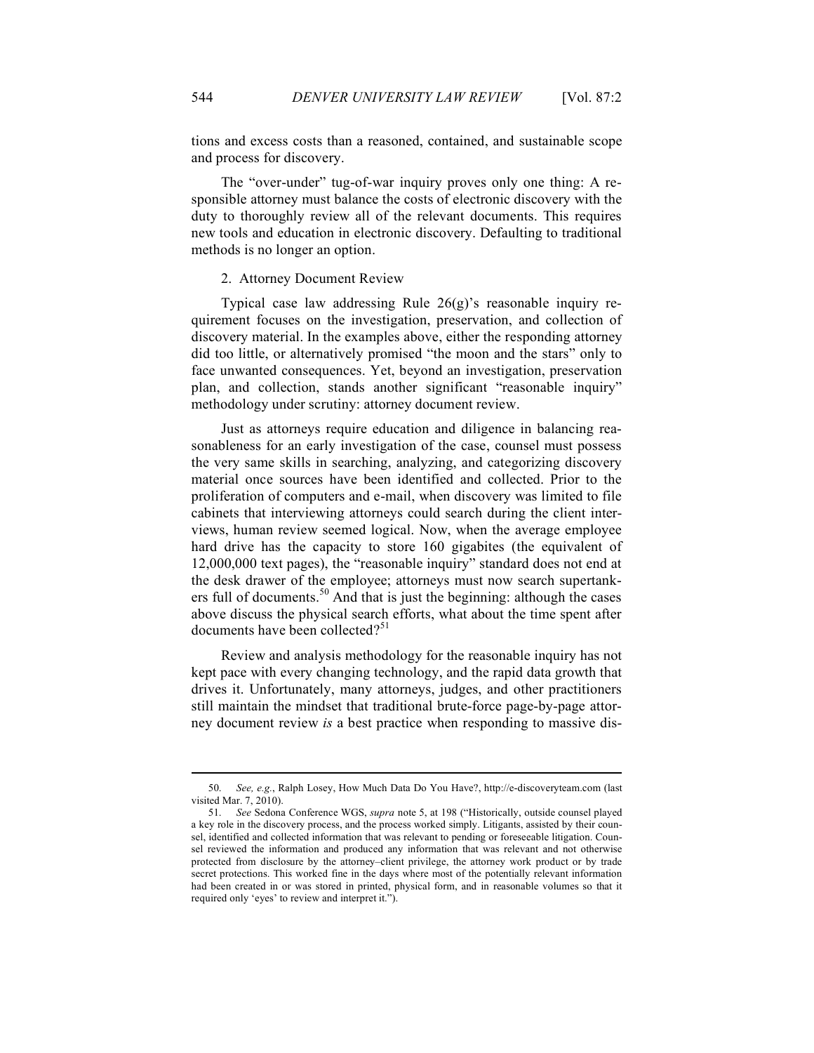tions and excess costs than a reasoned, contained, and sustainable scope and process for discovery.

The "over-under" tug-of-war inquiry proves only one thing: A responsible attorney must balance the costs of electronic discovery with the duty to thoroughly review all of the relevant documents. This requires new tools and education in electronic discovery. Defaulting to traditional methods is no longer an option.

### 2. Attorney Document Review

Typical case law addressing Rule 26(g)'s reasonable inquiry requirement focuses on the investigation, preservation, and collection of discovery material. In the examples above, either the responding attorney did too little, or alternatively promised "the moon and the stars" only to face unwanted consequences. Yet, beyond an investigation, preservation plan, and collection, stands another significant "reasonable inquiry" methodology under scrutiny: attorney document review.

Just as attorneys require education and diligence in balancing reasonableness for an early investigation of the case, counsel must possess the very same skills in searching, analyzing, and categorizing discovery material once sources have been identified and collected. Prior to the proliferation of computers and e-mail, when discovery was limited to file cabinets that interviewing attorneys could search during the client interviews, human review seemed logical. Now, when the average employee hard drive has the capacity to store 160 gigabites (the equivalent of 12,000,000 text pages), the "reasonable inquiry" standard does not end at the desk drawer of the employee; attorneys must now search supertankers full of documents.[50] And that is just the beginning: although the cases above discuss the physical search efforts, what about the time spent after documents have been collected?[51]

Review and analysis methodology for the reasonable inquiry has not kept pace with every changing technology, and the rapid data growth that drives it. Unfortunately, many attorneys, judges, and other practitioners still maintain the mindset that traditional brute-force page-by-page attorney document review *is* a best practice when responding to massive dis-

---

50. *See, e.g.*, Ralph Losey, How Much Data Do You Have?, http://e-discoveryteam.com (last visited Mar. 7, 2010).

51. *See* Sedona Conference WGS, *supra* note 5, at 198 ("Historically, outside counsel played a key role in the discovery process, and the process worked simply. Litigants, assisted by their counsel, identified and collected information that was relevant to pending or foreseeable litigation. Counsel reviewed the information and produced any information that was relevant and not otherwise protected from disclosure by the attorney–client privilege, the attorney work product or by trade secret protections. This worked fine in the days where most of the potentially relevant information had been created in or was stored in printed, physical form, and in reasonable volumes so that it required only 'eyes' to review and interpret it.").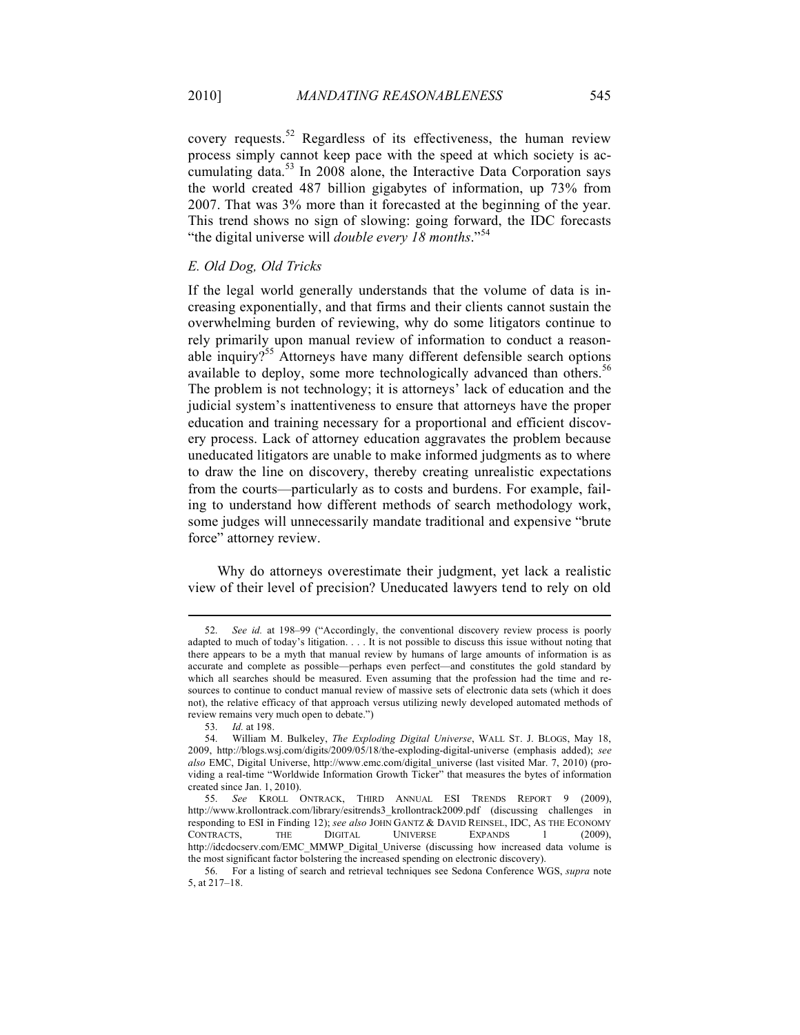covery requests.[52] Regardless of its effectiveness, the human review process simply cannot keep pace with the speed at which society is accumulating data.[53] In 2008 alone, the Interactive Data Corporation says the world created 487 billion gigabytes of information, up 73% from 2007. That was 3% more than it forecasted at the beginning of the year. This trend shows no sign of slowing: going forward, the IDC forecasts "the digital universe will *double every 18 months*."[54]

### *E. Old Dog, Old Tricks*

If the legal world generally understands that the volume of data is increasing exponentially, and that firms and their clients cannot sustain the overwhelming burden of reviewing, why do some litigators continue to rely primarily upon manual review of information to conduct a reasonable inquiry?[55] Attorneys have many different defensible search options available to deploy, some more technologically advanced than others.[56] The problem is not technology; it is attorneys' lack of education and the judicial system's inattentiveness to ensure that attorneys have the proper education and training necessary for a proportional and efficient discovery process. Lack of attorney education aggravates the problem because uneducated litigators are unable to make informed judgments as to where to draw the line on discovery, thereby creating unrealistic expectations from the courts—particularly as to costs and burdens. For example, failing to understand how different methods of search methodology work, some judges will unnecessarily mandate traditional and expensive "brute force" attorney review.

Why do attorneys overestimate their judgment, yet lack a realistic view of their level of precision? Uneducated lawyers tend to rely on old

---

52. *See id.* at 198–99 ("Accordingly, the conventional discovery review process is poorly adapted to much of today's litigation. . . . It is not possible to discuss this issue without noting that there appears to be a myth that manual review by humans of large amounts of information is as accurate and complete as possible—perhaps even perfect—and constitutes the gold standard by which all searches should be measured. Even assuming that the profession had the time and resources to continue to conduct manual review of massive sets of electronic data sets (which it does not), the relative efficacy of that approach versus utilizing newly developed automated methods of review remains very much open to debate.")

53. *Id.* at 198.

54. William M. Bulkeley, *The Exploding Digital Universe*, WALL ST. J. BLOGS, May 18, 2009, http://blogs.wsj.com/digits/2009/05/18/the-exploding-digital-universe (emphasis added); *see also* EMC, Digital Universe, http://www.emc.com/digital_universe (last visited Mar. 7, 2010) (providing a real-time "Worldwide Information Growth Ticker" that measures the bytes of information created since Jan. 1, 2010).

55. *See* KROLL ONTRACK, THIRD ANNUAL ESI TRENDS REPORT 9 (2009), http://www.krollontrack.com/library/esitrends3_krollontrack2009.pdf (discussing challenges in responding to ESI in Finding 12); *see also* JOHN GANTZ & DAVID REINSEL, IDC, AS THE ECONOMY CONTRACTS, THE DIGITAL UNIVERSE EXPANDS 1 (2009), http://idcdocserv.com/EMC_MMWP_Digital_Universe (discussing how increased data volume is the most significant factor bolstering the increased spending on electronic discovery).

56. For a listing of search and retrieval techniques see Sedona Conference WGS, *supra* note 5, at 217–18.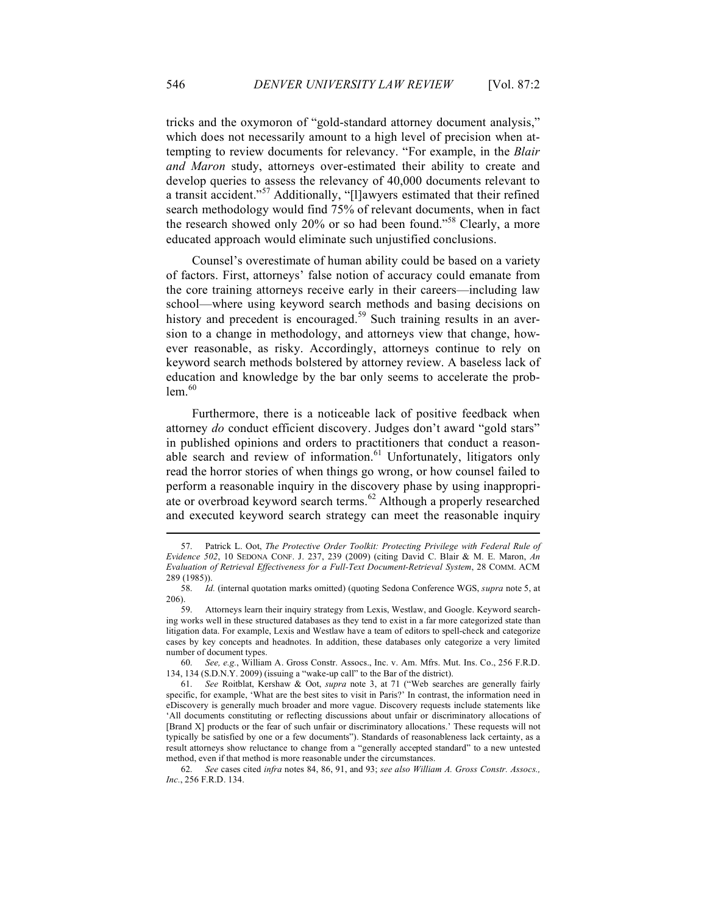tricks and the oxymoron of "gold-standard attorney document analysis," which does not necessarily amount to a high level of precision when attempting to review documents for relevancy. "For example, in the *Blair and Maron* study, attorneys over-estimated their ability to create and develop queries to assess the relevancy of 40,000 documents relevant to a transit accident."[57] Additionally, "[l]awyers estimated that their refined search methodology would find 75% of relevant documents, when in fact the research showed only 20% or so had been found."[58] Clearly, a more educated approach would eliminate such unjustified conclusions.

Counsel's overestimate of human ability could be based on a variety of factors. First, attorneys' false notion of accuracy could emanate from the core training attorneys receive early in their careers—including law school—where using keyword search methods and basing decisions on history and precedent is encouraged.[59] Such training results in an aversion to a change in methodology, and attorneys view that change, however reasonable, as risky. Accordingly, attorneys continue to rely on keyword search methods bolstered by attorney review. A baseless lack of education and knowledge by the bar only seems to accelerate the problem.[60]

Furthermore, there is a noticeable lack of positive feedback when attorney *do* conduct efficient discovery. Judges don't award "gold stars" in published opinions and orders to practitioners that conduct a reasonable search and review of information.[61] Unfortunately, litigators only read the horror stories of when things go wrong, or how counsel failed to perform a reasonable inquiry in the discovery phase by using inappropriate or overbroad keyword search terms.[62] Although a properly researched and executed keyword search strategy can meet the reasonable inquiry

---

57. Patrick L. Oot, *The Protective Order Toolkit: Protecting Privilege with Federal Rule of Evidence 502*, 10 SEDONA CONF. J. 237, 239 (2009) (citing David C. Blair & M. E. Maron, *An Evaluation of Retrieval Effectiveness for a Full-Text Document-Retrieval System*, 28 COMM. ACM 289 (1985)).

58. *Id.* (internal quotation marks omitted) (quoting Sedona Conference WGS, *supra* note 5, at 206).

59. Attorneys learn their inquiry strategy from Lexis, Westlaw, and Google. Keyword searching works well in these structured databases as they tend to exist in a far more categorized state than litigation data. For example, Lexis and Westlaw have a team of editors to spell-check and categorize cases by key concepts and headnotes. In addition, these databases only categorize a very limited number of document types.

60. *See, e.g.*, William A. Gross Constr. Assocs., Inc. v. Am. Mfrs. Mut. Ins. Co., 256 F.R.D. 134, 134 (S.D.N.Y. 2009) (issuing a "wake-up call" to the Bar of the district).

61. *See* Roitblat, Kershaw & Oot, *supra* note 3, at 71 ("Web searches are generally fairly specific, for example, 'What are the best sites to visit in Paris?' In contrast, the information need in eDiscovery is generally much broader and more vague. Discovery requests include statements like 'All documents constituting or reflecting discussions about unfair or discriminatory allocations of [Brand X] products or the fear of such unfair or discriminatory allocations.' These requests will not typically be satisfied by one or a few documents"). Standards of reasonableness lack certainty, as a result attorneys show reluctance to change from a "generally accepted standard" to a new untested method, even if that method is more reasonable under the circumstances.

62. *See* cases cited *infra* notes 84, 86, 91, and 93; *see also William A. Gross Constr. Assocs., Inc.*, 256 F.R.D. 134.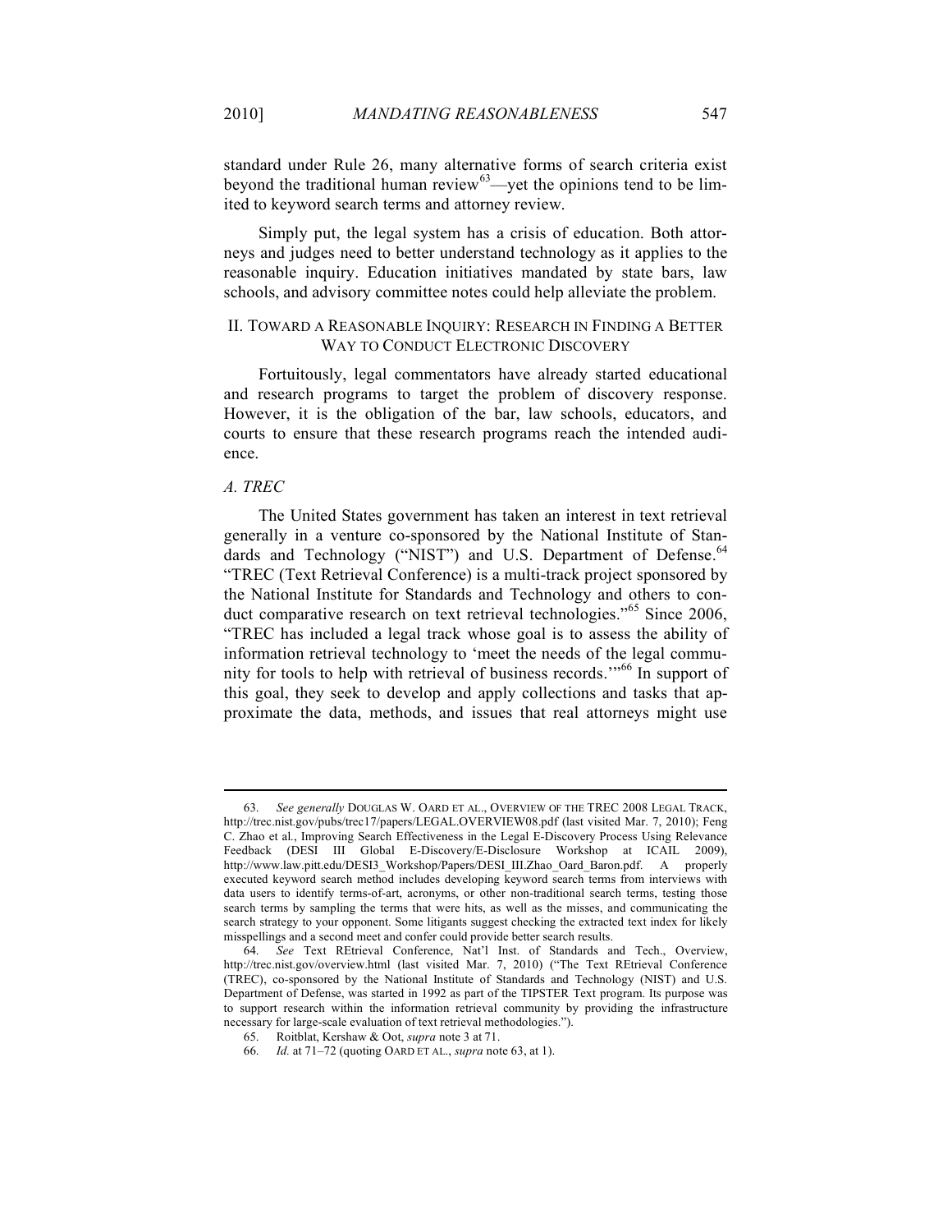standard under Rule 26, many alternative forms of search criteria exist beyond the traditional human review[63]—yet the opinions tend to be limited to keyword search terms and attorney review.

Simply put, the legal system has a crisis of education. Both attorneys and judges need to better understand technology as it applies to the reasonable inquiry. Education initiatives mandated by state bars, law schools, and advisory committee notes could help alleviate the problem.

## II. TOWARD A REASONABLE INQUIRY: RESEARCH IN FINDING A BETTER WAY TO CONDUCT ELECTRONIC DISCOVERY

Fortuitously, legal commentators have already started educational and research programs to target the problem of discovery response. However, it is the obligation of the bar, law schools, educators, and courts to ensure that these research programs reach the intended audience.

### *A. TREC*

The United States government has taken an interest in text retrieval generally in a venture co-sponsored by the National Institute of Standards and Technology ("NIST") and U.S. Department of Defense.[64] "TREC (Text Retrieval Conference) is a multi-track project sponsored by the National Institute for Standards and Technology and others to conduct comparative research on text retrieval technologies."[65] Since 2006, "TREC has included a legal track whose goal is to assess the ability of information retrieval technology to 'meet the needs of the legal community for tools to help with retrieval of business records.'"[66] In support of this goal, they seek to develop and apply collections and tasks that approximate the data, methods, and issues that real attorneys might use

---

63. *See generally* DOUGLAS W. OARD ET AL., OVERVIEW OF THE TREC 2008 LEGAL TRACK, http://trec.nist.gov/pubs/trec17/papers/LEGAL.OVERVIEW08.pdf (last visited Mar. 7, 2010); Feng C. Zhao et al., Improving Search Effectiveness in the Legal E-Discovery Process Using Relevance Feedback (DESI III Global E-Discovery/E-Disclosure Workshop at ICAIL 2009), http://www.law.pitt.edu/DESI3_Workshop/Papers/DESI_III.Zhao_Oard_Baron.pdf. A properly executed keyword search method includes developing keyword search terms from interviews with data users to identify terms-of-art, acronyms, or other non-traditional search terms, testing those search terms by sampling the terms that were hits, as well as the misses, and communicating the search strategy to your opponent. Some litigants suggest checking the extracted text index for likely misspellings and a second meet and confer could provide better search results.

64. *See* Text REtrieval Conference, Nat'l Inst. of Standards and Tech., Overview, http://trec.nist.gov/overview.html (last visited Mar. 7, 2010) ("The Text REtrieval Conference (TREC), co-sponsored by the National Institute of Standards and Technology (NIST) and U.S. Department of Defense, was started in 1992 as part of the TIPSTER Text program. Its purpose was to support research within the information retrieval community by providing the infrastructure necessary for large-scale evaluation of text retrieval methodologies.").

65. Roitblat, Kershaw & Oot, *supra* note 3 at 71.

66. *Id.* at 71–72 (quoting OARD ET AL., *supra* note 63, at 1).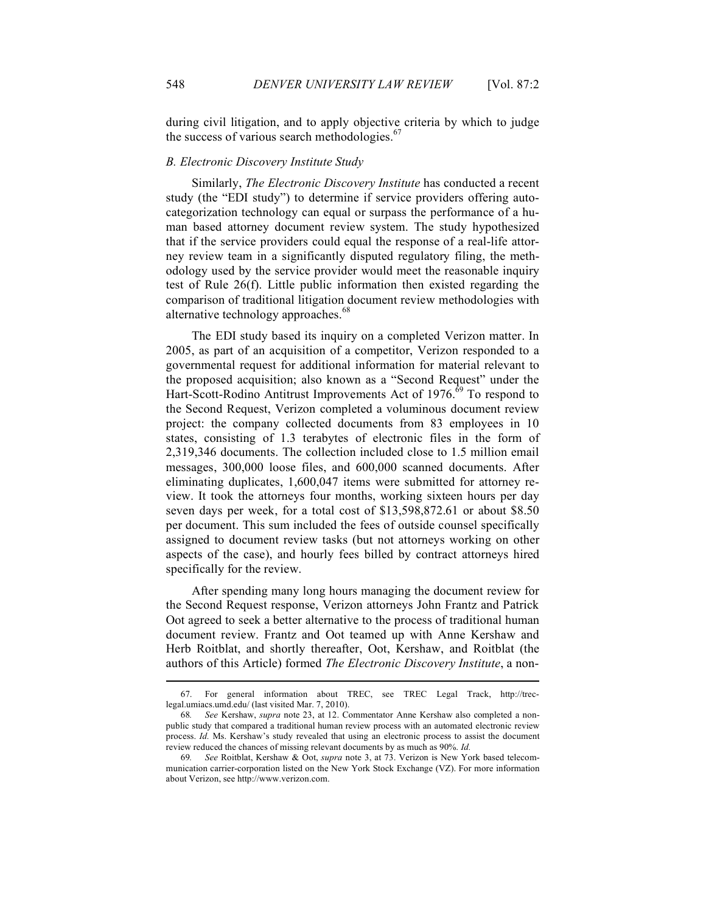during civil litigation, and to apply objective criteria by which to judge the success of various search methodologies.[67]

### *B. Electronic Discovery Institute Study*

Similarly, *The Electronic Discovery Institute* has conducted a recent study (the "EDI study") to determine if service providers offering auto-categorization technology can equal or surpass the performance of a human based attorney document review system. The study hypothesized that if the service providers could equal the response of a real-life attorney review team in a significantly disputed regulatory filing, the methodology used by the service provider would meet the reasonable inquiry test of Rule 26(f). Little public information then existed regarding the comparison of traditional litigation document review methodologies with alternative technology approaches.[68]

The EDI study based its inquiry on a completed Verizon matter. In 2005, as part of an acquisition of a competitor, Verizon responded to a governmental request for additional information for material relevant to the proposed acquisition; also known as a "Second Request" under the Hart-Scott-Rodino Antitrust Improvements Act of 1976.[69] To respond to the Second Request, Verizon completed a voluminous document review project: the company collected documents from 83 employees in 10 states, consisting of 1.3 terabytes of electronic files in the form of 2,319,346 documents. The collection included close to 1.5 million email messages, 300,000 loose files, and 600,000 scanned documents. After eliminating duplicates, 1,600,047 items were submitted for attorney review. It took the attorneys four months, working sixteen hours per day seven days per week, for a total cost of $13,598,872.61 or about $8.50 per document. This sum included the fees of outside counsel specifically assigned to document review tasks (but not attorneys working on other aspects of the case), and hourly fees billed by contract attorneys hired specifically for the review.

After spending many long hours managing the document review for the Second Request response, Verizon attorneys John Frantz and Patrick Oot agreed to seek a better alternative to the process of traditional human document review. Frantz and Oot teamed up with Anne Kershaw and Herb Roitblat, and shortly thereafter, Oot, Kershaw, and Roitblat (the authors of this Article) formed *The Electronic Discovery Institute*, a non-

---

67. For general information about TREC, see TREC Legal Track, http://trec-legal.umiacs.umd.edu/ (last visited Mar. 7, 2010).

68. *See* Kershaw, *supra* note 23, at 12. Commentator Anne Kershaw also completed a non-public study that compared a traditional human review process with an automated electronic review process. *Id.* Ms. Kershaw's study revealed that using an electronic process to assist the document review reduced the chances of missing relevant documents by as much as 90%. *Id.*

69. *See* Roitblat, Kershaw & Oot, *supra* note 3, at 73. Verizon is New York based telecommunication carrier-corporation listed on the New York Stock Exchange (VZ). For more information about Verizon, see http://www.verizon.com.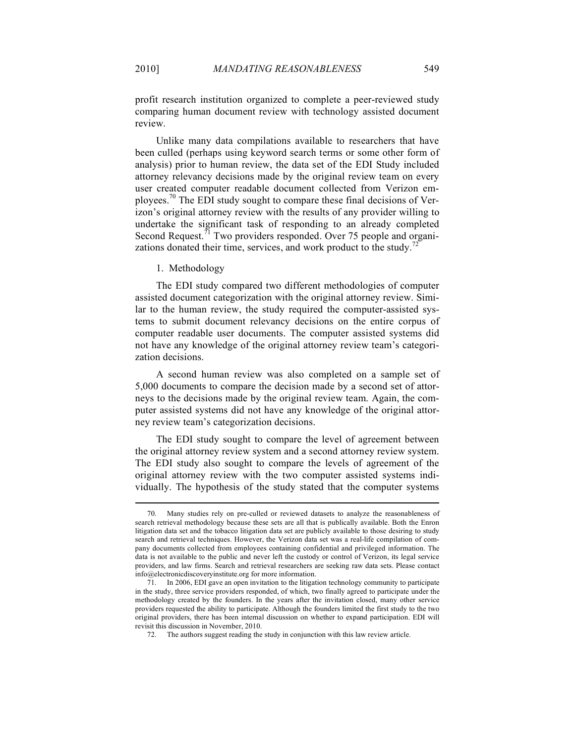profit research institution organized to complete a peer-reviewed study comparing human document review with technology assisted document review.

Unlike many data compilations available to researchers that have been culled (perhaps using keyword search terms or some other form of analysis) prior to human review, the data set of the EDI Study included attorney relevancy decisions made by the original review team on every user created computer readable document collected from Verizon employees.[70] The EDI study sought to compare these final decisions of Verizon's original attorney review with the results of any provider willing to undertake the significant task of responding to an already completed Second Request.[71] Two providers responded. Over 75 people and organizations donated their time, services, and work product to the study.[72]

1. Methodology

The EDI study compared two different methodologies of computer assisted document categorization with the original attorney review. Similar to the human review, the study required the computer-assisted systems to submit document relevancy decisions on the entire corpus of computer readable user documents. The computer assisted systems did not have any knowledge of the original attorney review team's categorization decisions.

A second human review was also completed on a sample set of 5,000 documents to compare the decision made by a second set of attorneys to the decisions made by the original review team. Again, the computer assisted systems did not have any knowledge of the original attorney review team's categorization decisions.

The EDI study sought to compare the level of agreement between the original attorney review system and a second attorney review system. The EDI study also sought to compare the levels of agreement of the original attorney review with the two computer assisted systems individually. The hypothesis of the study stated that the computer systems

---

70. Many studies rely on pre-culled or reviewed datasets to analyze the reasonableness of search retrieval methodology because these sets are all that is publically available. Both the Enron litigation data set and the tobacco litigation data set are publicly available to those desiring to study search and retrieval techniques. However, the Verizon data set was a real-life compilation of company documents collected from employees containing confidential and privileged information. The data is not available to the public and never left the custody or control of Verizon, its legal service providers, and law firms. Search and retrieval researchers are seeking raw data sets. Please contact info@electronicdiscoveryinstitute.org for more information.

71. In 2006, EDI gave an open invitation to the litigation technology community to participate in the study, three service providers responded, of which, two finally agreed to participate under the methodology created by the founders. In the years after the invitation closed, many other service providers requested the ability to participate. Although the founders limited the first study to the two original providers, there has been internal discussion on whether to expand participation. EDI will revisit this discussion in November, 2010.

72. The authors suggest reading the study in conjunction with this law review article.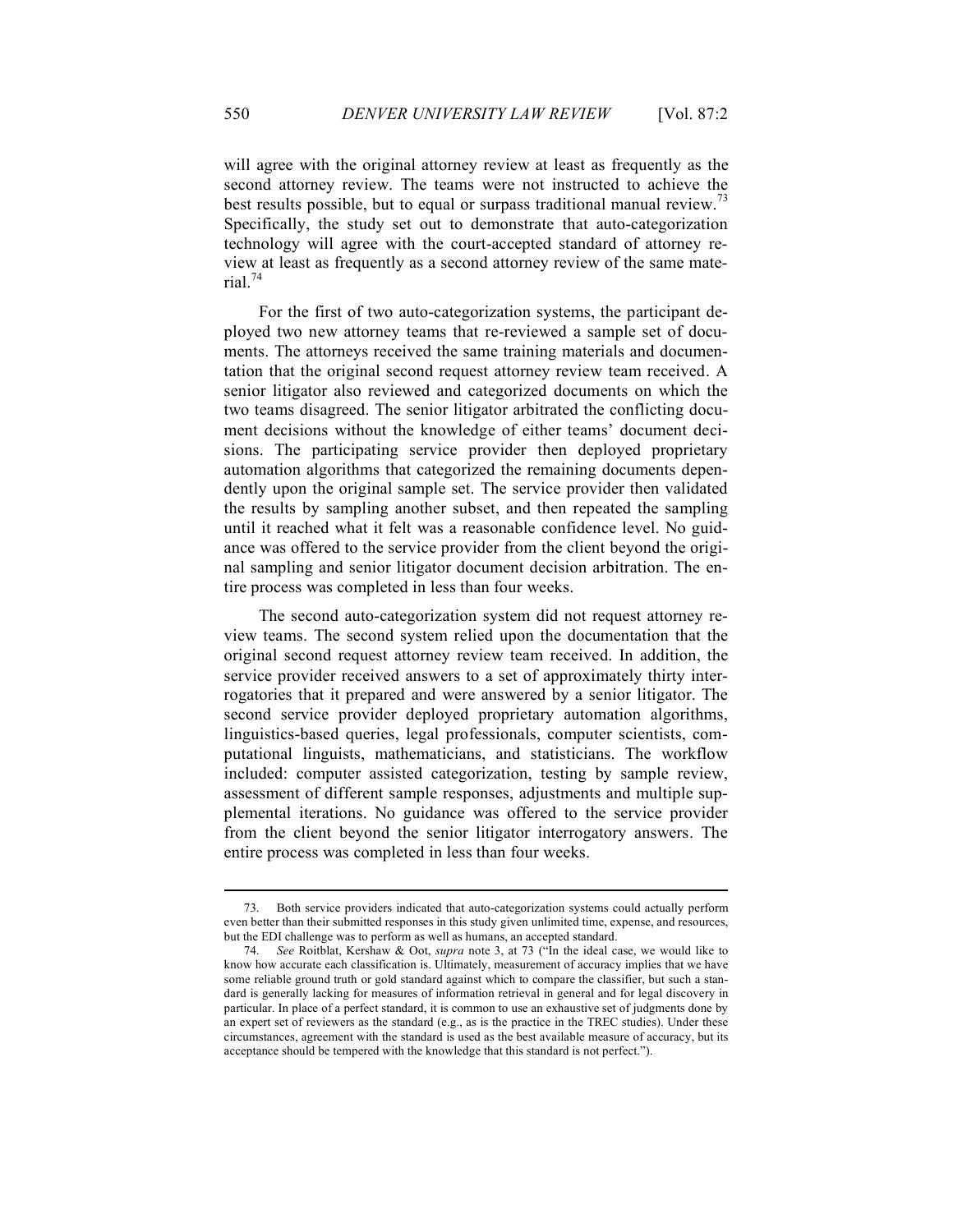will agree with the original attorney review at least as frequently as the second attorney review. The teams were not instructed to achieve the best results possible, but to equal or surpass traditional manual review.[73] Specifically, the study set out to demonstrate that auto-categorization technology will agree with the court-accepted standard of attorney review at least as frequently as a second attorney review of the same material.[74]

For the first of two auto-categorization systems, the participant deployed two new attorney teams that re-reviewed a sample set of documents. The attorneys received the same training materials and documentation that the original second request attorney review team received. A senior litigator also reviewed and categorized documents on which the two teams disagreed. The senior litigator arbitrated the conflicting document decisions without the knowledge of either teams' document decisions. The participating service provider then deployed proprietary automation algorithms that categorized the remaining documents dependently upon the original sample set. The service provider then validated the results by sampling another subset, and then repeated the sampling until it reached what it felt was a reasonable confidence level. No guidance was offered to the service provider from the client beyond the original sampling and senior litigator document decision arbitration. The entire process was completed in less than four weeks.

The second auto-categorization system did not request attorney review teams. The second system relied upon the documentation that the original second request attorney review team received. In addition, the service provider received answers to a set of approximately thirty interrogatories that it prepared and were answered by a senior litigator. The second service provider deployed proprietary automation algorithms, linguistics-based queries, legal professionals, computer scientists, computational linguists, mathematicians, and statisticians. The workflow included: computer assisted categorization, testing by sample review, assessment of different sample responses, adjustments and multiple supplemental iterations. No guidance was offered to the service provider from the client beyond the senior litigator interrogatory answers. The entire process was completed in less than four weeks.

---

73. Both service providers indicated that auto-categorization systems could actually perform even better than their submitted responses in this study given unlimited time, expense, and resources, but the EDI challenge was to perform as well as humans, an accepted standard.

74. *See* Roitblat, Kershaw & Oot, *supra* note 3, at 73 ("In the ideal case, we would like to know how accurate each classification is. Ultimately, measurement of accuracy implies that we have some reliable ground truth or gold standard against which to compare the classifier, but such a standard is generally lacking for measures of information retrieval in general and for legal discovery in particular. In place of a perfect standard, it is common to use an exhaustive set of judgments done by an expert set of reviewers as the standard (e.g., as is the practice in the TREC studies). Under these circumstances, agreement with the standard is used as the best available measure of accuracy, but its acceptance should be tempered with the knowledge that this standard is not perfect.").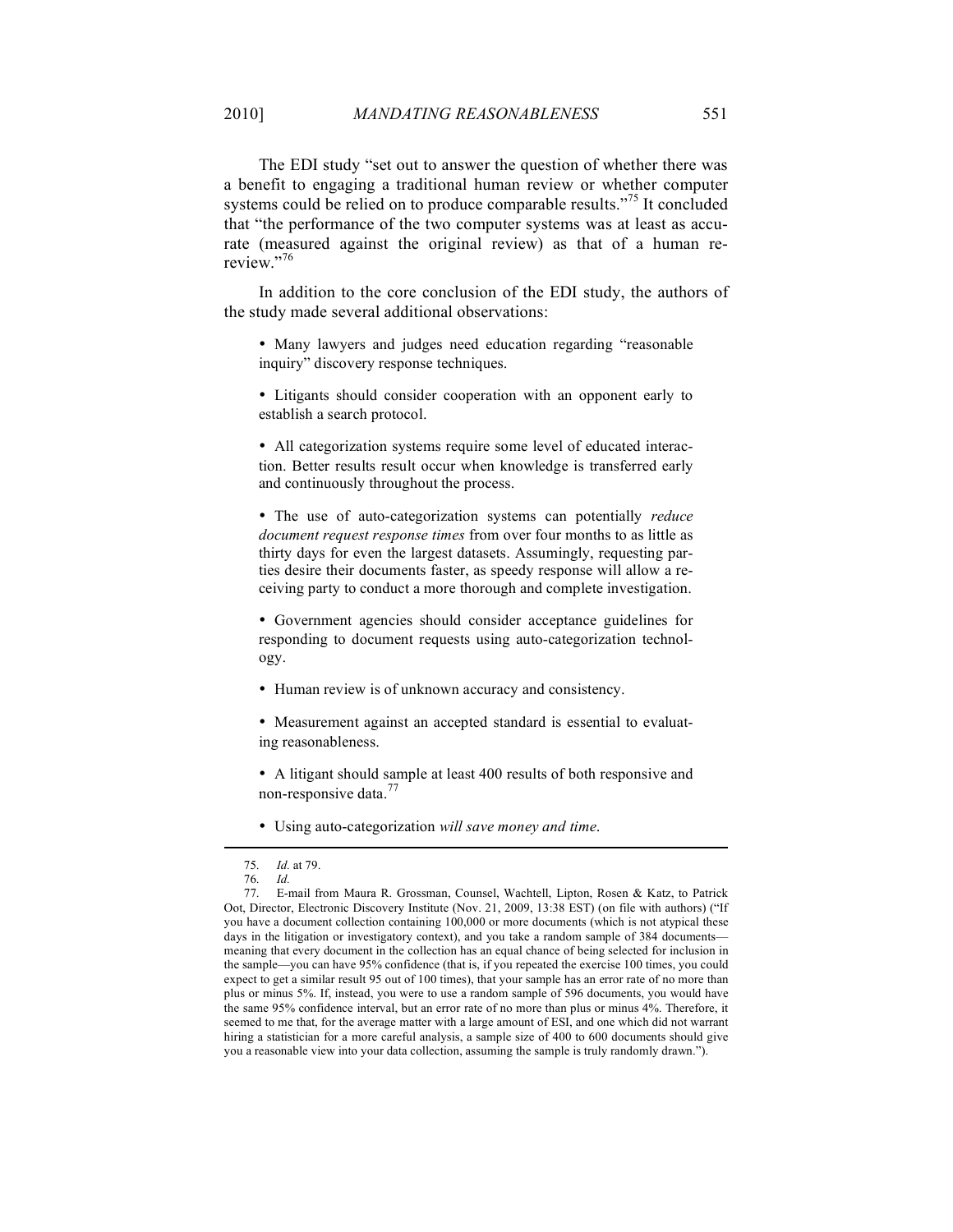The EDI study "set out to answer the question of whether there was a benefit to engaging a traditional human review or whether computer systems could be relied on to produce comparable results."[75] It concluded that "the performance of the two computer systems was at least as accurate (measured against the original review) as that of a human re-review."[76]

In addition to the core conclusion of the EDI study, the authors of the study made several additional observations:

- Many lawyers and judges need education regarding "reasonable inquiry" discovery response techniques.
- Litigants should consider cooperation with an opponent early to establish a search protocol.
- All categorization systems require some level of educated interaction. Better results result occur when knowledge is transferred early and continuously throughout the process.
- The use of auto-categorization systems can potentially *reduce document request response times* from over four months to as little as thirty days for even the largest datasets. Assumingly, requesting parties desire their documents faster, as speedy response will allow a receiving party to conduct a more thorough and complete investigation.
- Government agencies should consider acceptance guidelines for responding to document requests using auto-categorization technology.
- Human review is of unknown accuracy and consistency.
- Measurement against an accepted standard is essential to evaluating reasonableness.
- A litigant should sample at least 400 results of both responsive and non-responsive data.[77]
- Using auto-categorization *will save money and time*.

---

75. *Id.* at 79.

76. *Id.*

77. E-mail from Maura R. Grossman, Counsel, Wachtell, Lipton, Rosen & Katz, to Patrick Oot, Director, Electronic Discovery Institute (Nov. 21, 2009, 13:38 EST) (on file with authors) ("If you have a document collection containing 100,000 or more documents (which is not atypical these days in the litigation or investigatory context), and you take a random sample of 384 documents—meaning that every document in the collection has an equal chance of being selected for inclusion in the sample—you can have 95% confidence (that is, if you repeated the exercise 100 times, you could expect to get a similar result 95 out of 100 times), that your sample has an error rate of no more than plus or minus 5%. If, instead, you were to use a random sample of 596 documents, you would have the same 95% confidence interval, but an error rate of no more than plus or minus 4%. Therefore, it seemed to me that, for the average matter with a large amount of ESI, and one which did not warrant hiring a statistician for a more careful analysis, a sample size of 400 to 600 documents should give you a reasonable view into your data collection, assuming the sample is truly randomly drawn.").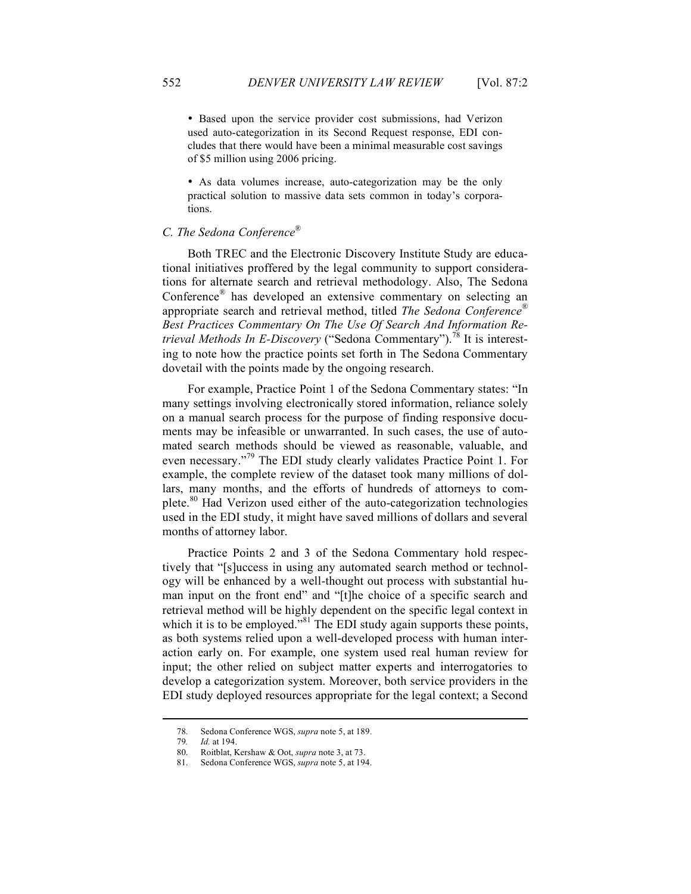- Based upon the service provider cost submissions, had Verizon used auto-categorization in its Second Request response, EDI concludes that there would have been a minimal measurable cost savings of $5 million using 2006 pricing.

- As data volumes increase, auto-categorization may be the only practical solution to massive data sets common in today's corporations.

### *C. The Sedona Conference®*

Both TREC and the Electronic Discovery Institute Study are educational initiatives proffered by the legal community to support considerations for alternate search and retrieval methodology. Also, The Sedona Conference® has developed an extensive commentary on selecting an appropriate search and retrieval method, titled *The Sedona Conference® Best Practices Commentary On The Use Of Search And Information Retrieval Methods In E-Discovery* ("Sedona Commentary").[78] It is interesting to note how the practice points set forth in The Sedona Commentary dovetail with the points made by the ongoing research.

For example, Practice Point 1 of the Sedona Commentary states: "In many settings involving electronically stored information, reliance solely on a manual search process for the purpose of finding responsive documents may be infeasible or unwarranted. In such cases, the use of automated search methods should be viewed as reasonable, valuable, and even necessary."[79] The EDI study clearly validates Practice Point 1. For example, the complete review of the dataset took many millions of dollars, many months, and the efforts of hundreds of attorneys to complete.[80] Had Verizon used either of the auto-categorization technologies used in the EDI study, it might have saved millions of dollars and several months of attorney labor.

Practice Points 2 and 3 of the Sedona Commentary hold respectively that "[s]uccess in using any automated search method or technology will be enhanced by a well-thought out process with substantial human input on the front end" and "[t]he choice of a specific search and retrieval method will be highly dependent on the specific legal context in which it is to be employed."[81] The EDI study again supports these points, as both systems relied upon a well-developed process with human interaction early on. For example, one system used real human review for input; the other relied on subject matter experts and interrogatories to develop a categorization system. Moreover, both service providers in the EDI study deployed resources appropriate for the legal context; a Second

---

78. Sedona Conference WGS, *supra* note 5, at 189.

79. *Id.* at 194.

80. Roitblat, Kershaw & Oot, *supra* note 3, at 73.

81. Sedona Conference WGS, *supra* note 5, at 194.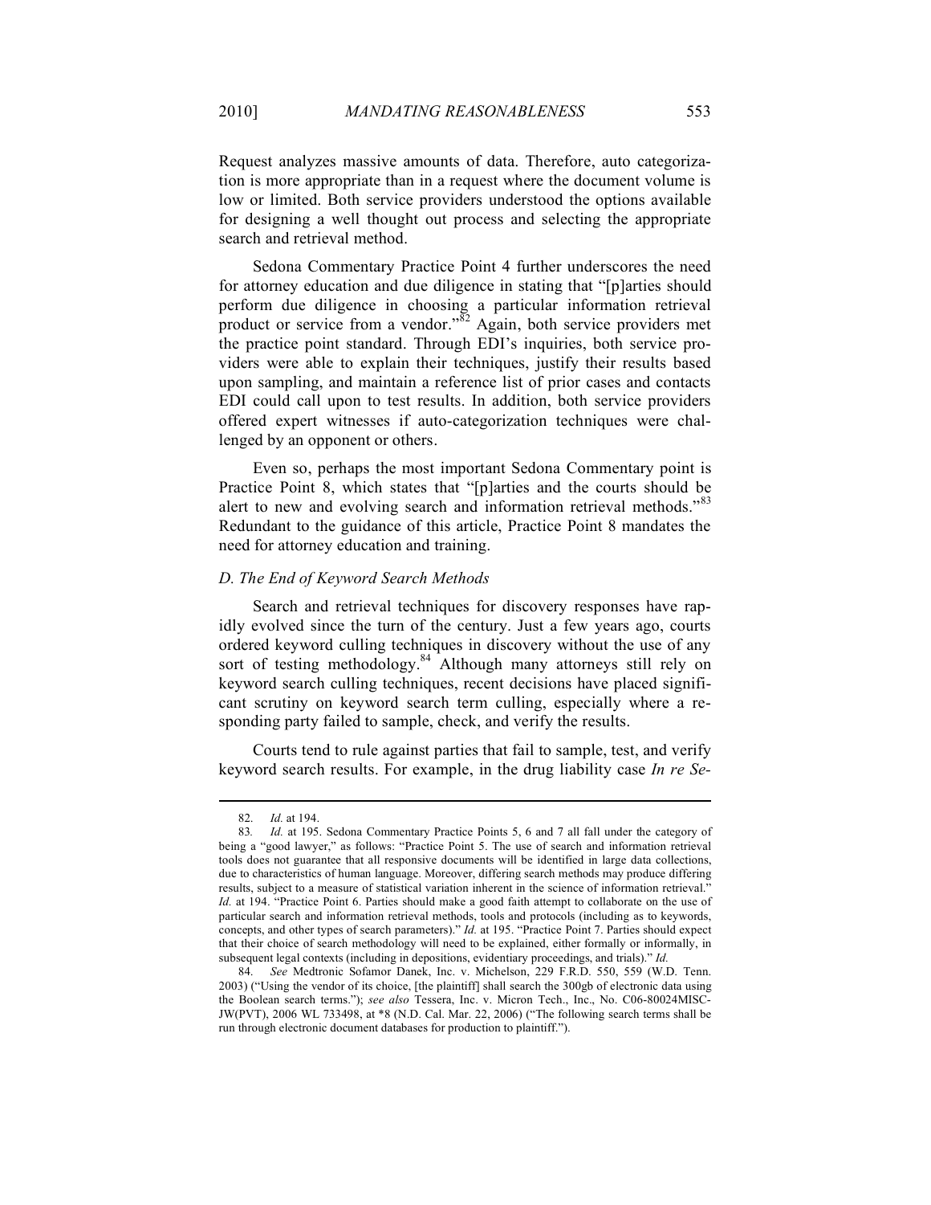Request analyzes massive amounts of data. Therefore, auto categorization is more appropriate than in a request where the document volume is low or limited. Both service providers understood the options available for designing a well thought out process and selecting the appropriate search and retrieval method.

Sedona Commentary Practice Point 4 further underscores the need for attorney education and due diligence in stating that "[p]arties should perform due diligence in choosing a particular information retrieval product or service from a vendor."[82] Again, both service providers met the practice point standard. Through EDI's inquiries, both service providers were able to explain their techniques, justify their results based upon sampling, and maintain a reference list of prior cases and contacts EDI could call upon to test results. In addition, both service providers offered expert witnesses if auto-categorization techniques were challenged by an opponent or others.

Even so, perhaps the most important Sedona Commentary point is Practice Point 8, which states that "[p]arties and the courts should be alert to new and evolving search and information retrieval methods."[83] Redundant to the guidance of this article, Practice Point 8 mandates the need for attorney education and training.

### *D. The End of Keyword Search Methods*

Search and retrieval techniques for discovery responses have rapidly evolved since the turn of the century. Just a few years ago, courts ordered keyword culling techniques in discovery without the use of any sort of testing methodology.[84] Although many attorneys still rely on keyword search culling techniques, recent decisions have placed significant scrutiny on keyword search term culling, especially where a responding party failed to sample, check, and verify the results.

Courts tend to rule against parties that fail to sample, test, and verify keyword search results. For example, in the drug liability case *In re Se-*

---

82. *Id.* at 194.

83. *Id.* at 195. Sedona Commentary Practice Points 5, 6 and 7 all fall under the category of being a "good lawyer," as follows: "Practice Point 5. The use of search and information retrieval tools does not guarantee that all responsive documents will be identified in large data collections, due to characteristics of human language. Moreover, differing search methods may produce differing results, subject to a measure of statistical variation inherent in the science of information retrieval." *Id.* at 194. "Practice Point 6. Parties should make a good faith attempt to collaborate on the use of particular search and information retrieval methods, tools and protocols (including as to keywords, concepts, and other types of search parameters)." *Id.* at 195. "Practice Point 7. Parties should expect that their choice of search methodology will need to be explained, either formally or informally, in subsequent legal contexts (including in depositions, evidentiary proceedings, and trials)." *Id.*

84. *See* Medtronic Sofamor Danek, Inc. v. Michelson, 229 F.R.D. 550, 559 (W.D. Tenn. 2003) ("Using the vendor of its choice, [the plaintiff] shall search the 300gb of electronic data using the Boolean search terms."); *see also* Tessera, Inc. v. Micron Tech., Inc., No. C06-80024MISC-JW(PVT), 2006 WL 733498, at *8 (N.D. Cal. Mar. 22, 2006) ("The following search terms shall be run through electronic document databases for production to plaintiff.").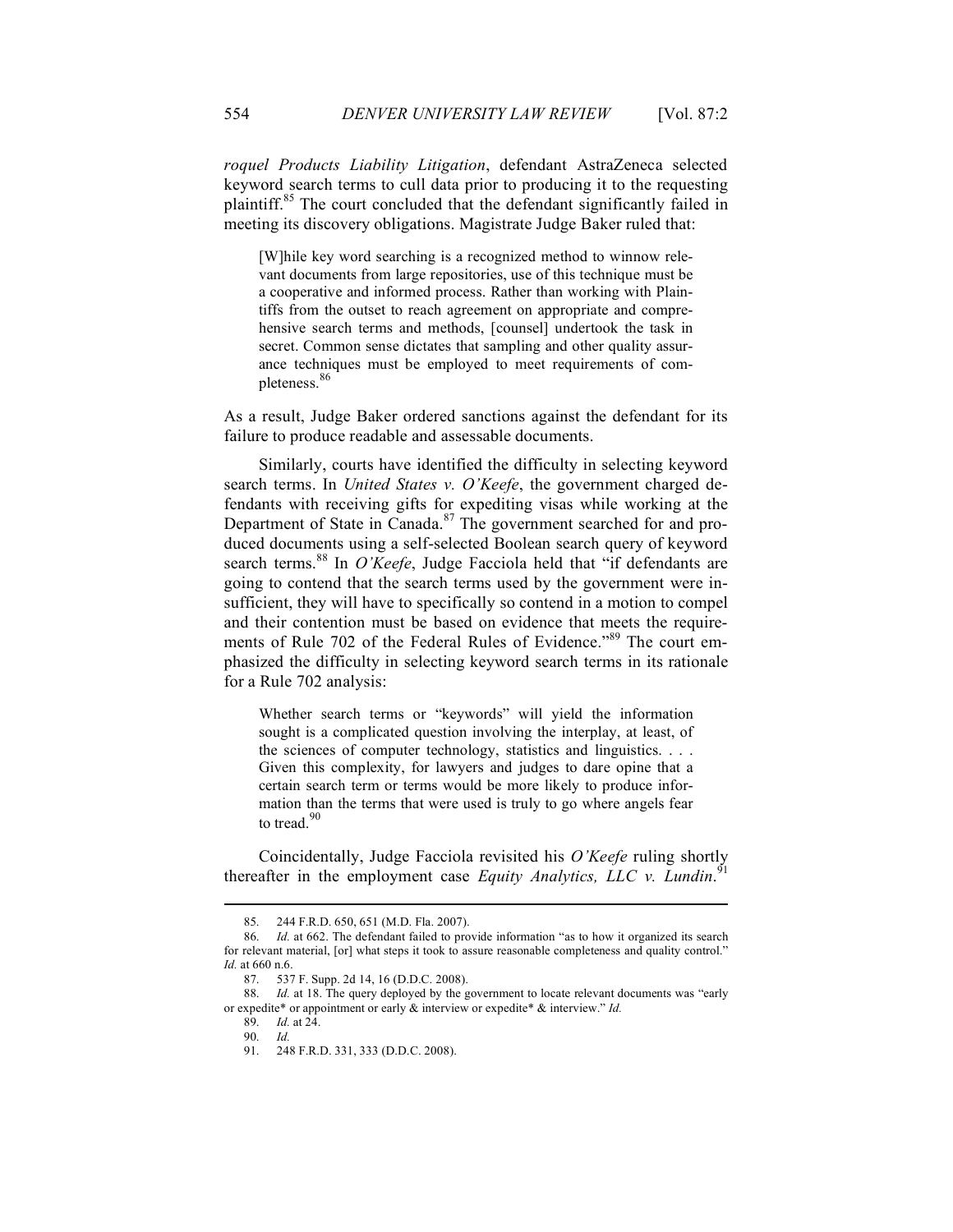*roquel Products Liability Litigation*, defendant AstraZeneca selected keyword search terms to cull data prior to producing it to the requesting plaintiff.[85] The court concluded that the defendant significantly failed in meeting its discovery obligations. Magistrate Judge Baker ruled that:

> [W]hile key word searching is a recognized method to winnow relevant documents from large repositories, use of this technique must be a cooperative and informed process. Rather than working with Plaintiffs from the outset to reach agreement on appropriate and comprehensive search terms and methods, [counsel] undertook the task in secret. Common sense dictates that sampling and other quality assurance techniques must be employed to meet requirements of completeness.[86]

As a result, Judge Baker ordered sanctions against the defendant for its failure to produce readable and assessable documents.

Similarly, courts have identified the difficulty in selecting keyword search terms. In *United States v. O'Keefe*, the government charged defendants with receiving gifts for expediting visas while working at the Department of State in Canada.[87] The government searched for and produced documents using a self-selected Boolean search query of keyword search terms.[88] In *O'Keefe*, Judge Facciola held that "if defendants are going to contend that the search terms used by the government were insufficient, they will have to specifically so contend in a motion to compel and their contention must be based on evidence that meets the requirements of Rule 702 of the Federal Rules of Evidence."[89] The court emphasized the difficulty in selecting keyword search terms in its rationale for a Rule 702 analysis:

> Whether search terms or "keywords" will yield the information sought is a complicated question involving the interplay, at least, of the sciences of computer technology, statistics and linguistics. . . . Given this complexity, for lawyers and judges to dare opine that a certain search term or terms would be more likely to produce information than the terms that were used is truly to go where angels fear to tread.[90]

Coincidentally, Judge Facciola revisited his *O'Keefe* ruling shortly thereafter in the employment case *Equity Analytics, LLC v. Lundin*.[91]

---

85. 244 F.R.D. 650, 651 (M.D. Fla. 2007).

86. *Id.* at 662. The defendant failed to provide information "as to how it organized its search for relevant material, [or] what steps it took to assure reasonable completeness and quality control." *Id.* at 660 n.6.

87. 537 F. Supp. 2d 14, 16 (D.D.C. 2008).

88. *Id.* at 18. The query deployed by the government to locate relevant documents was "early or expedite* or appointment or early & interview or expedite* & interview." *Id.*

89. *Id.* at 24.

90. *Id.*

91. 248 F.R.D. 331, 333 (D.D.C. 2008).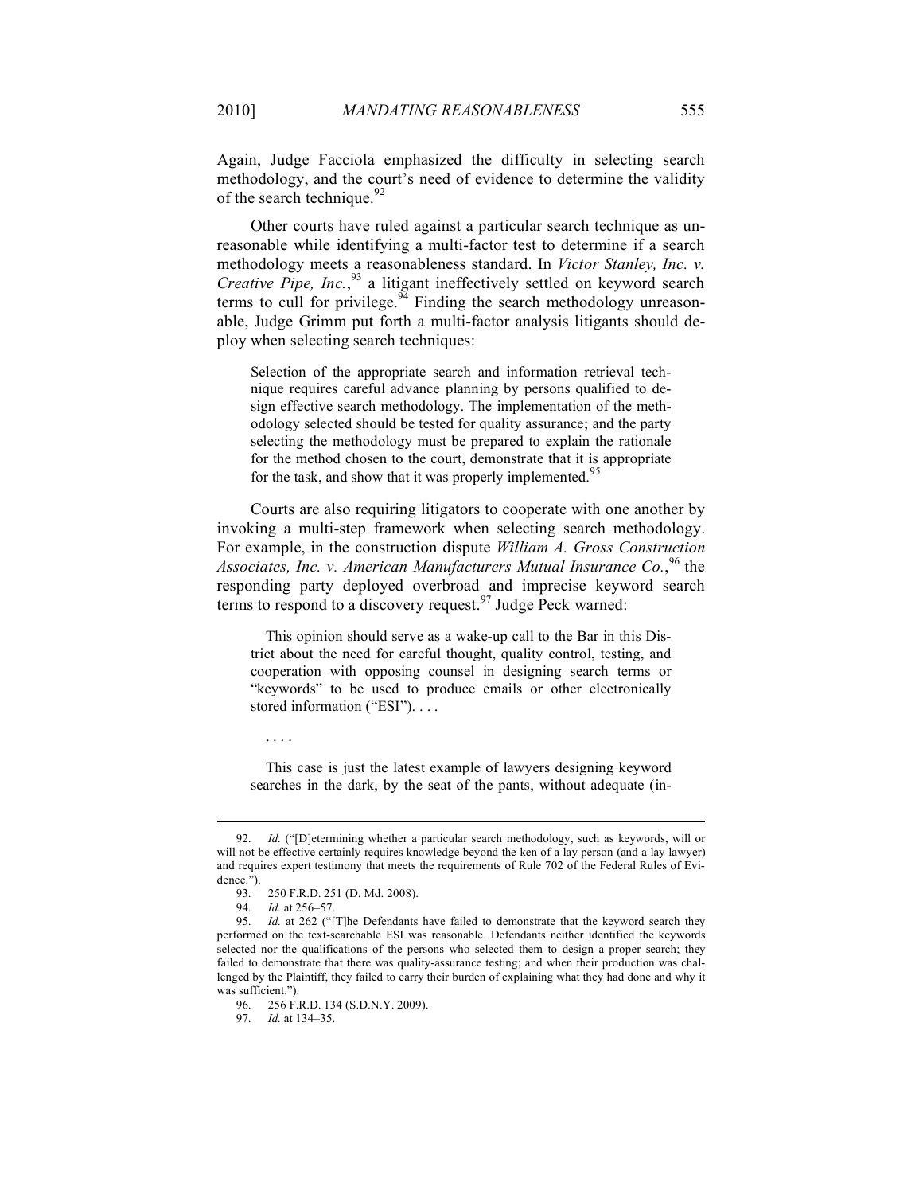Again, Judge Facciola emphasized the difficulty in selecting search methodology, and the court's need of evidence to determine the validity of the search technique.[92]

Other courts have ruled against a particular search technique as unreasonable while identifying a multi-factor test to determine if a search methodology meets a reasonableness standard. In *Victor Stanley, Inc. v. Creative Pipe, Inc.*,[93] a litigant ineffectively settled on keyword search terms to cull for privilege.[94] Finding the search methodology unreasonable, Judge Grimm put forth a multi-factor analysis litigants should deploy when selecting search techniques:

> Selection of the appropriate search and information retrieval technique requires careful advance planning by persons qualified to design effective search methodology. The implementation of the methodology selected should be tested for quality assurance; and the party selecting the methodology must be prepared to explain the rationale for the method chosen to the court, demonstrate that it is appropriate for the task, and show that it was properly implemented.[95]

Courts are also requiring litigators to cooperate with one another by invoking a multi-step framework when selecting search methodology. For example, in the construction dispute *William A. Gross Construction Associates, Inc. v. American Manufacturers Mutual Insurance Co.*,[96] the responding party deployed overbroad and imprecise keyword search terms to respond to a discovery request.[97] Judge Peck warned:

> This opinion should serve as a wake-up call to the Bar in this District about the need for careful thought, quality control, testing, and cooperation with opposing counsel in designing search terms or "keywords" to be used to produce emails or other electronically stored information ("ESI"). . . .
>
> . . . .
>
> This case is just the latest example of lawyers designing keyword searches in the dark, by the seat of the pants, without adequate (in-

---

92. *Id.* ("[D]etermining whether a particular search methodology, such as keywords, will or will not be effective certainly requires knowledge beyond the ken of a lay person (and a lay lawyer) and requires expert testimony that meets the requirements of Rule 702 of the Federal Rules of Evidence.").

93. 250 F.R.D. 251 (D. Md. 2008).

94. *Id.* at 256–57.

95. *Id.* at 262 ("[T]he Defendants have failed to demonstrate that the keyword search they performed on the text-searchable ESI was reasonable. Defendants neither identified the keywords selected nor the qualifications of the persons who selected them to design a proper search; they failed to demonstrate that there was quality-assurance testing; and when their production was challenged by the Plaintiff, they failed to carry their burden of explaining what they had done and why it was sufficient.").

96. 256 F.R.D. 134 (S.D.N.Y. 2009).

97. *Id.* at 134–35.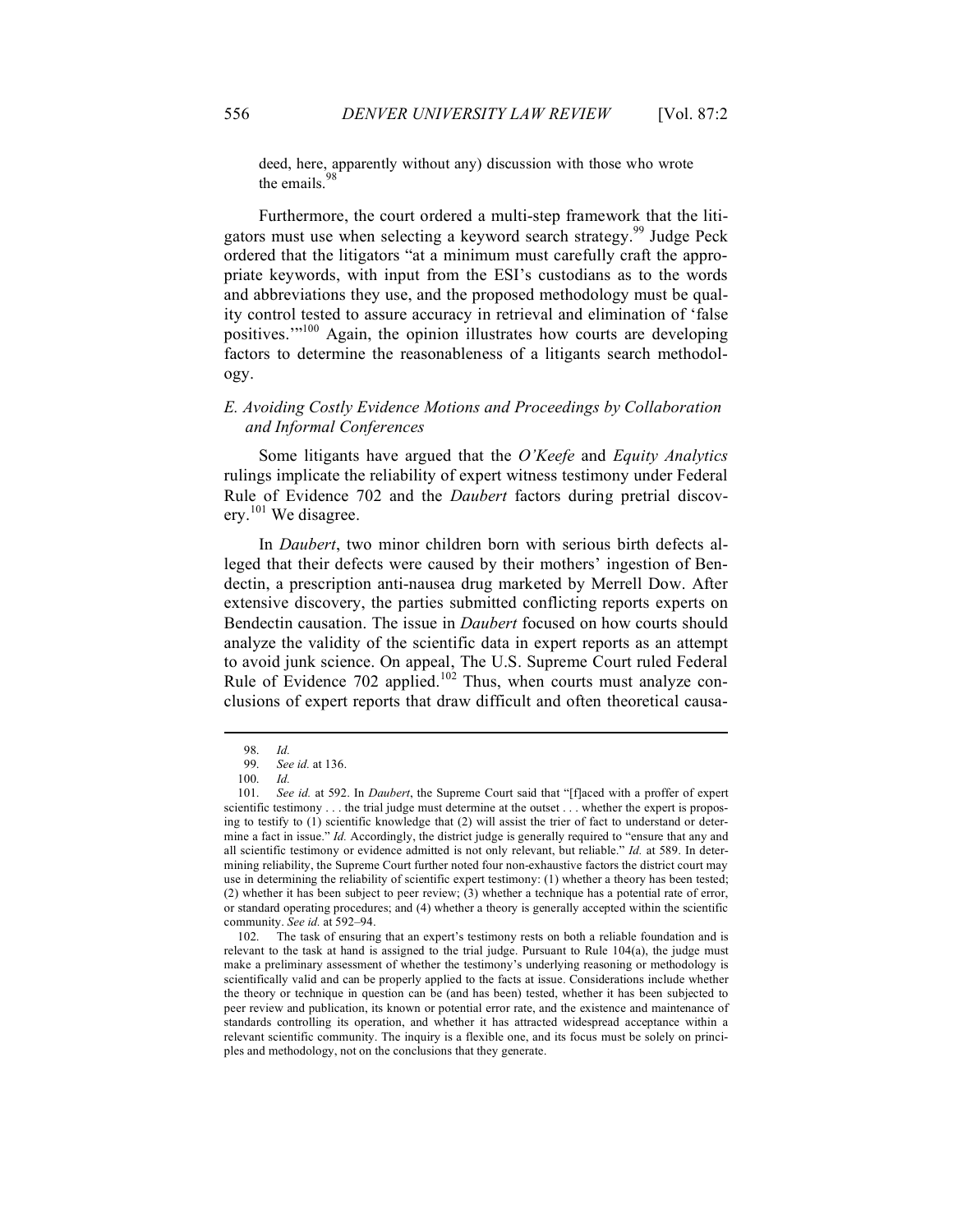deed, here, apparently without any) discussion with those who wrote the emails.[98]

Furthermore, the court ordered a multi-step framework that the litigators must use when selecting a keyword search strategy.[99] Judge Peck ordered that the litigators "at a minimum must carefully craft the appropriate keywords, with input from the ESI's custodians as to the words and abbreviations they use, and the proposed methodology must be quality control tested to assure accuracy in retrieval and elimination of 'false positives.'"[100] Again, the opinion illustrates how courts are developing factors to determine the reasonableness of a litigants search methodology.

### *E. Avoiding Costly Evidence Motions and Proceedings by Collaboration and Informal Conferences*

Some litigants have argued that the *O'Keefe* and *Equity Analytics* rulings implicate the reliability of expert witness testimony under Federal Rule of Evidence 702 and the *Daubert* factors during pretrial discovery.[101] We disagree.

In *Daubert*, two minor children born with serious birth defects alleged that their defects were caused by their mothers' ingestion of Bendectin, a prescription anti-nausea drug marketed by Merrell Dow. After extensive discovery, the parties submitted conflicting reports experts on Bendectin causation. The issue in *Daubert* focused on how courts should analyze the validity of the scientific data in expert reports as an attempt to avoid junk science. On appeal, The U.S. Supreme Court ruled Federal Rule of Evidence 702 applied.[102] Thus, when courts must analyze conclusions of expert reports that draw difficult and often theoretical causa-

---

98. *Id.*

99. *See id.* at 136.

100. *Id.*

101. *See id.* at 592. In *Daubert*, the Supreme Court said that "[f]aced with a proffer of expert scientific testimony . . . the trial judge must determine at the outset . . . whether the expert is proposing to testify to (1) scientific knowledge that (2) will assist the trier of fact to understand or determine a fact in issue." *Id.* Accordingly, the district judge is generally required to "ensure that any and all scientific testimony or evidence admitted is not only relevant, but reliable." *Id.* at 589. In determining reliability, the Supreme Court further noted four non-exhaustive factors the district court may use in determining the reliability of scientific expert testimony: (1) whether a theory has been tested; (2) whether it has been subject to peer review; (3) whether a technique has a potential rate of error, or standard operating procedures; and (4) whether a theory is generally accepted within the scientific community. *See id.* at 592–94.

102. The task of ensuring that an expert's testimony rests on both a reliable foundation and is relevant to the task at hand is assigned to the trial judge. Pursuant to Rule 104(a), the judge must make a preliminary assessment of whether the testimony's underlying reasoning or methodology is scientifically valid and can be properly applied to the facts at issue. Considerations include whether the theory or technique in question can be (and has been) tested, whether it has been subjected to peer review and publication, its known or potential error rate, and the existence and maintenance of standards controlling its operation, and whether it has attracted widespread acceptance within a relevant scientific community. The inquiry is a flexible one, and its focus must be solely on principles and methodology, not on the conclusions that they generate.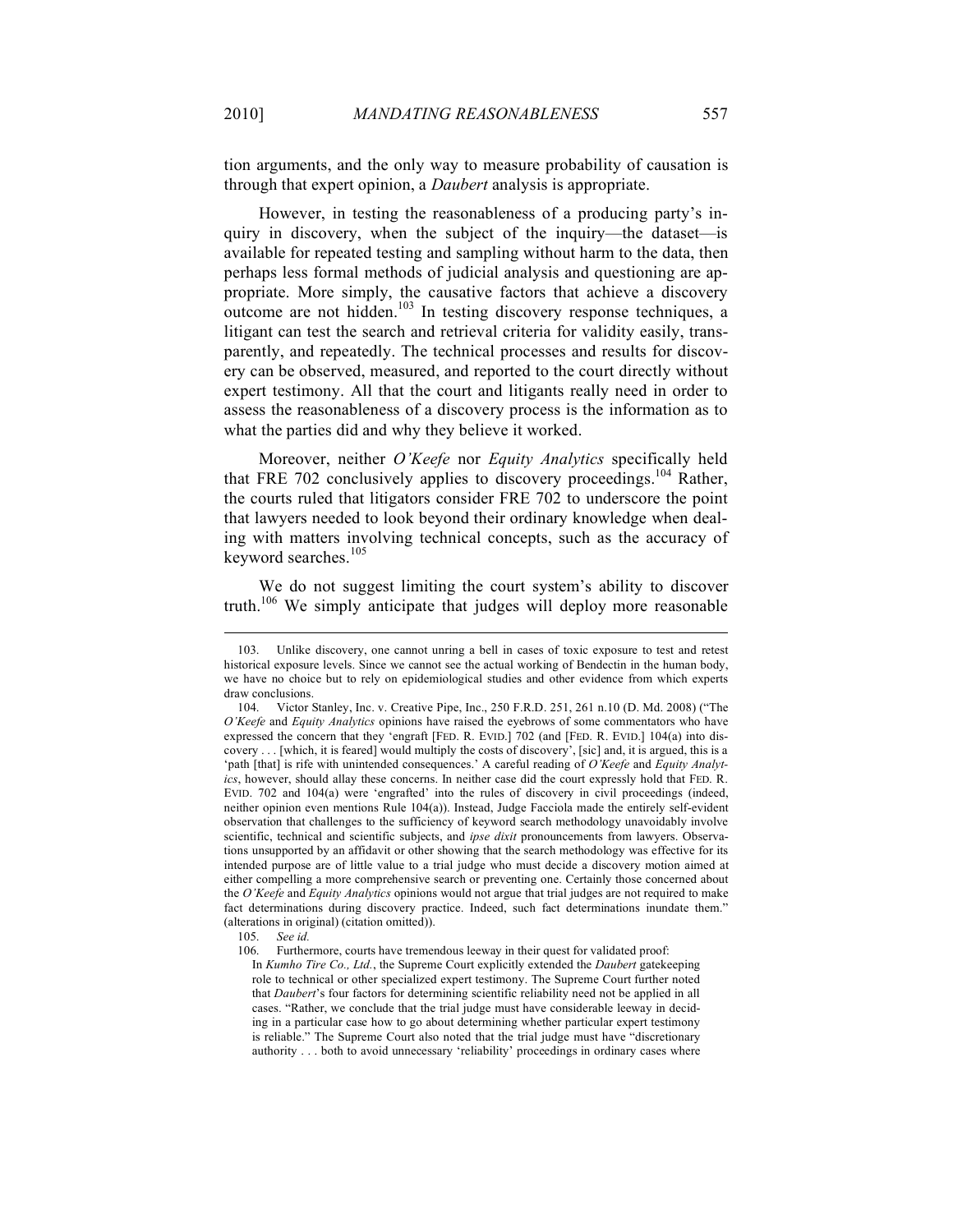tion arguments, and the only way to measure probability of causation is through that expert opinion, a *Daubert* analysis is appropriate.

However, in testing the reasonableness of a producing party's inquiry in discovery, when the subject of the inquiry—the dataset—is available for repeated testing and sampling without harm to the data, then perhaps less formal methods of judicial analysis and questioning are appropriate. More simply, the causative factors that achieve a discovery outcome are not hidden.[103] In testing discovery response techniques, a litigant can test the search and retrieval criteria for validity easily, transparently, and repeatedly. The technical processes and results for discovery can be observed, measured, and reported to the court directly without expert testimony. All that the court and litigants really need in order to assess the reasonableness of a discovery process is the information as to what the parties did and why they believe it worked.

Moreover, neither *O'Keefe* nor *Equity Analytics* specifically held that FRE 702 conclusively applies to discovery proceedings.[104] Rather, the courts ruled that litigators consider FRE 702 to underscore the point that lawyers needed to look beyond their ordinary knowledge when dealing with matters involving technical concepts, such as the accuracy of keyword searches.[105]

We do not suggest limiting the court system's ability to discover truth.[106] We simply anticipate that judges will deploy more reasonable

---

103. Unlike discovery, one cannot unring a bell in cases of toxic exposure to test and retest historical exposure levels. Since we cannot see the actual working of Bendectin in the human body, we have no choice but to rely on epidemiological studies and other evidence from which experts draw conclusions.

104. Victor Stanley, Inc. v. Creative Pipe, Inc., 250 F.R.D. 251, 261 n.10 (D. Md. 2008) ("The *O'Keefe* and *Equity Analytics* opinions have raised the eyebrows of some commentators who have expressed the concern that they 'engraft [FED. R. EVID.] 702 (and [FED. R. EVID.] 104(a) into discovery . . . [which, it is feared] would multiply the costs of discovery', [sic] and, it is argued, this is a 'path [that] is rife with unintended consequences.' A careful reading of *O'Keefe* and *Equity Analytics*, however, should allay these concerns. In neither case did the court expressly hold that FED. R. EVID. 702 and 104(a) were 'engrafted' into the rules of discovery in civil proceedings (indeed, neither opinion even mentions Rule 104(a)). Instead, Judge Facciola made the entirely self-evident observation that challenges to the sufficiency of keyword search methodology unavoidably involve scientific, technical and scientific subjects, and *ipse dixit* pronouncements from lawyers. Observations unsupported by an affidavit or other showing that the search methodology was effective for its intended purpose are of little value to a trial judge who must decide a discovery motion aimed at either compelling a more comprehensive search or preventing one. Certainly those concerned about the *O'Keefe* and *Equity Analytics* opinions would not argue that trial judges are not required to make fact determinations during discovery practice. Indeed, such fact determinations inundate them." (alterations in original) (citation omitted)).

105. *See id.*

106. Furthermore, courts have tremendous leeway in their quest for validated proof:

> In *Kumho Tire Co., Ltd.*, the Supreme Court explicitly extended the *Daubert* gatekeeping role to technical or other specialized expert testimony. The Supreme Court further noted that *Daubert*'s four factors for determining scientific reliability need not be applied in all cases. "Rather, we conclude that the trial judge must have considerable leeway in deciding in a particular case how to go about determining whether particular expert testimony is reliable." The Supreme Court also noted that the trial judge must have "discretionary authority . . . both to avoid unnecessary 'reliability' proceedings in ordinary cases where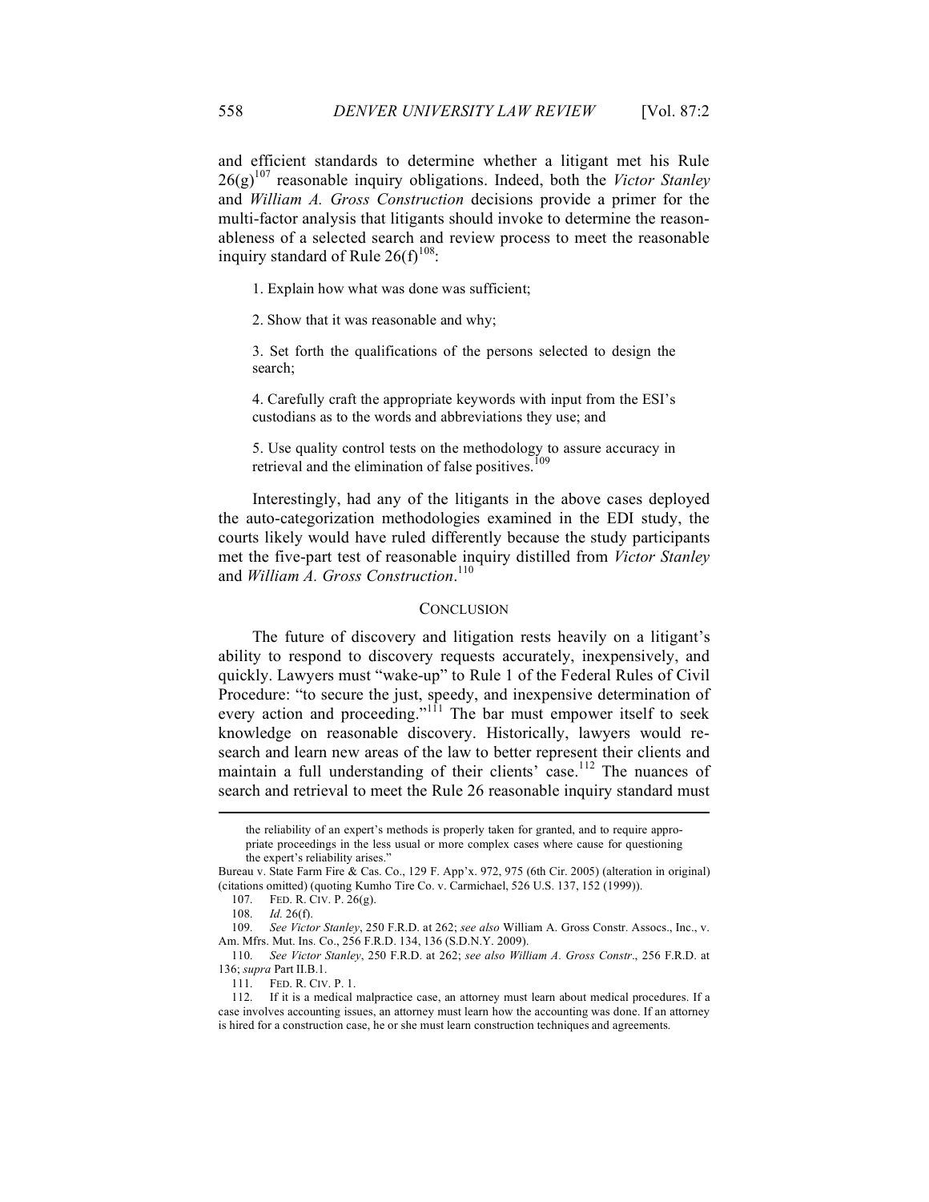and efficient standards to determine whether a litigant met his Rule 26(g)[107] reasonable inquiry obligations. Indeed, both the *Victor Stanley* and *William A. Gross Construction* decisions provide a primer for the multi-factor analysis that litigants should invoke to determine the reasonableness of a selected search and review process to meet the reasonable inquiry standard of Rule 26(f)[108]:

> 1. Explain how what was done was sufficient;
>
> 2. Show that it was reasonable and why;
>
> 3. Set forth the qualifications of the persons selected to design the search;
>
> 4. Carefully craft the appropriate keywords with input from the ESI's custodians as to the words and abbreviations they use; and
>
> 5. Use quality control tests on the methodology to assure accuracy in retrieval and the elimination of false positives.[109]

Interestingly, had any of the litigants in the above cases deployed the auto-categorization methodologies examined in the EDI study, the courts likely would have ruled differently because the study participants met the five-part test of reasonable inquiry distilled from *Victor Stanley* and *William A. Gross Construction*.[110]

## CONCLUSION

The future of discovery and litigation rests heavily on a litigant's ability to respond to discovery requests accurately, inexpensively, and quickly. Lawyers must "wake-up" to Rule 1 of the Federal Rules of Civil Procedure: "to secure the just, speedy, and inexpensive determination of every action and proceeding."[111] The bar must empower itself to seek knowledge on reasonable discovery. Historically, lawyers would research and learn new areas of the law to better represent their clients and maintain a full understanding of their clients' case.[112] The nuances of search and retrieval to meet the Rule 26 reasonable inquiry standard must

---

> the reliability of an expert's methods is properly taken for granted, and to require appropriate proceedings in the less usual or more complex cases where cause for questioning the expert's reliability arises."

Bureau v. State Farm Fire & Cas. Co., 129 F. App'x. 972, 975 (6th Cir. 2005) (alteration in original) (citations omitted) (quoting Kumho Tire Co. v. Carmichael, 526 U.S. 137, 152 (1999)).

107. FED. R. CIV. P. 26(g).

108. *Id.* 26(f).

109. *See Victor Stanley*, 250 F.R.D. at 262; *see also* William A. Gross Constr. Assocs., Inc., v. Am. Mfrs. Mut. Ins. Co., 256 F.R.D. 134, 136 (S.D.N.Y. 2009).

110. *See Victor Stanley*, 250 F.R.D. at 262; *see also William A. Gross Constr*., 256 F.R.D. at 136; *supra* Part II.B.1.

111. FED. R. CIV. P. 1.

112. If it is a medical malpractice case, an attorney must learn about medical procedures. If a case involves accounting issues, an attorney must learn how the accounting was done. If an attorney is hired for a construction case, he or she must learn construction techniques and agreements.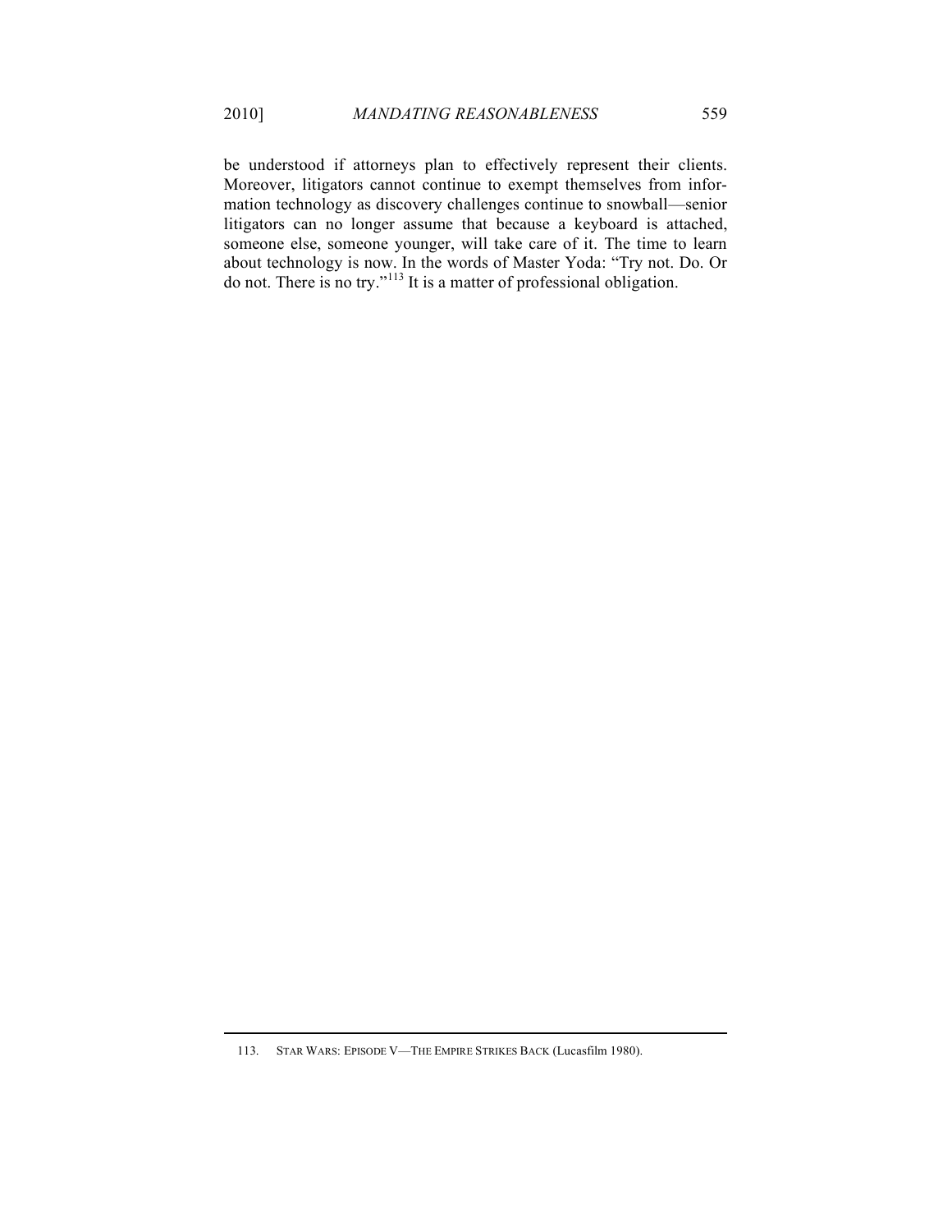be understood if attorneys plan to effectively represent their clients. Moreover, litigators cannot continue to exempt themselves from information technology as discovery challenges continue to snowball—senior litigators can no longer assume that because a keyboard is attached, someone else, someone younger, will take care of it. The time to learn about technology is now. In the words of Master Yoda: "Try not. Do. Or do not. There is no try."[113] It is a matter of professional obligation.

---

113. STAR WARS: EPISODE V—THE EMPIRE STRIKES BACK (Lucasfilm 1980).